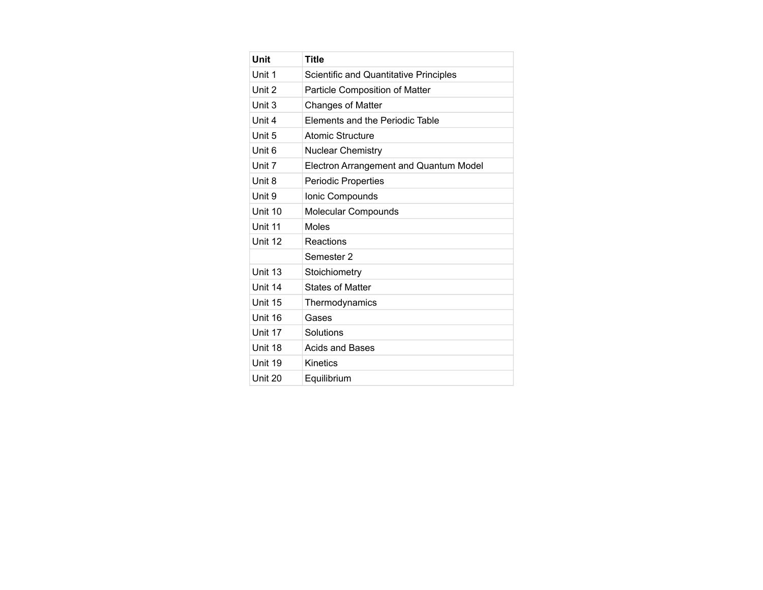| Unit | Title |
| --- | --- |
| Unit 1 | Scientific and Quantitative Principles |
| Unit 2 | Particle Composition of Matter |
| Unit 3 | Changes of Matter |
| Unit 4 | Elements and the Periodic Table |
| Unit 5 | Atomic Structure |
| Unit 6 | Nuclear Chemistry |
| Unit 7 | Electron Arrangement and Quantum Model |
| Unit 8 | Periodic Properties |
| Unit 9 | Ionic Compounds |
| Unit 10 | Molecular Compounds |
| Unit 11 | Moles |
| Unit 12 | Reactions |
| | Semester 2 |
| Unit 13 | Stoichiometry |
| Unit 14 | States of Matter |
| Unit 15 | Thermodynamics |
| Unit 16 | Gases |
| Unit 17 | Solutions |
| Unit 18 | Acids and Bases |
| Unit 19 | Kinetics |
| Unit 20 | Equilibrium |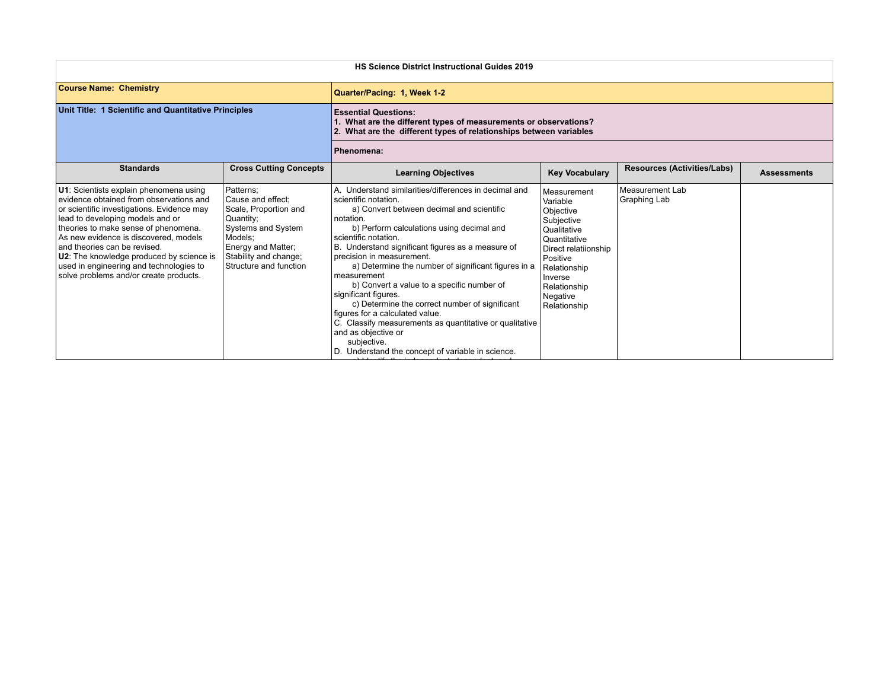| HS Science District Instructional Guides 2019 | | | | | |
|---|---|---|---|---|---|
| **Course Name: Chemistry** | | **Quarter/Pacing: 1, Week 1-2** | | | |
| **Unit Title: 1 Scientific and Quantitative Principles** | | **Essential Questions:**<br>**1. What are the different types of measurements or observations?**<br>**2. What are the different types of relationships between variables**<br><br>**Phenomena:** | | | |
| **Standards** | **Cross Cutting Concepts** | **Learning Objectives** | **Key Vocabulary** | **Resources (Activities/Labs)** | **Assessments** |
| **U1**: Scientists explain phenomena using evidence obtained from observations and or scientific investigations. Evidence may lead to developing models and or theories to make sense of phenomena. As new evidence is discovered, models and theories can be revised.<br>**U2**: The knowledge produced by science is used in engineering and technologies to solve problems and/or create products. | Patterns;<br>Cause and effect;<br>Scale, Proportion and Quantity;<br>Systems and System Models;<br>Energy and Matter;<br>Stability and change;<br>Structure and function | A. Understand similarities/differences in decimal and scientific notation.<br>a) Convert between decimal and scientific notation.<br>b) Perform calculations using decimal and scientific notation.<br>B. Understand significant figures as a measure of precision in measurement.<br>a) Determine the number of significant figures in a measurement<br>b) Convert a value to a specific number of significant figures.<br>c) Determine the correct number of significant figures for a calculated value.<br>C. Classify measurements as quantitative or qualitative and as objective or subjective.<br>D. Understand the concept of variable in science. | Measurement<br>Variable<br>Objective<br>Subjective<br>Qualitative<br>Quantitative<br>Direct relatiionship<br>Positive Relationship<br>Inverse Relationship<br>Negative Relationship | Measurement Lab<br>Graphing Lab | |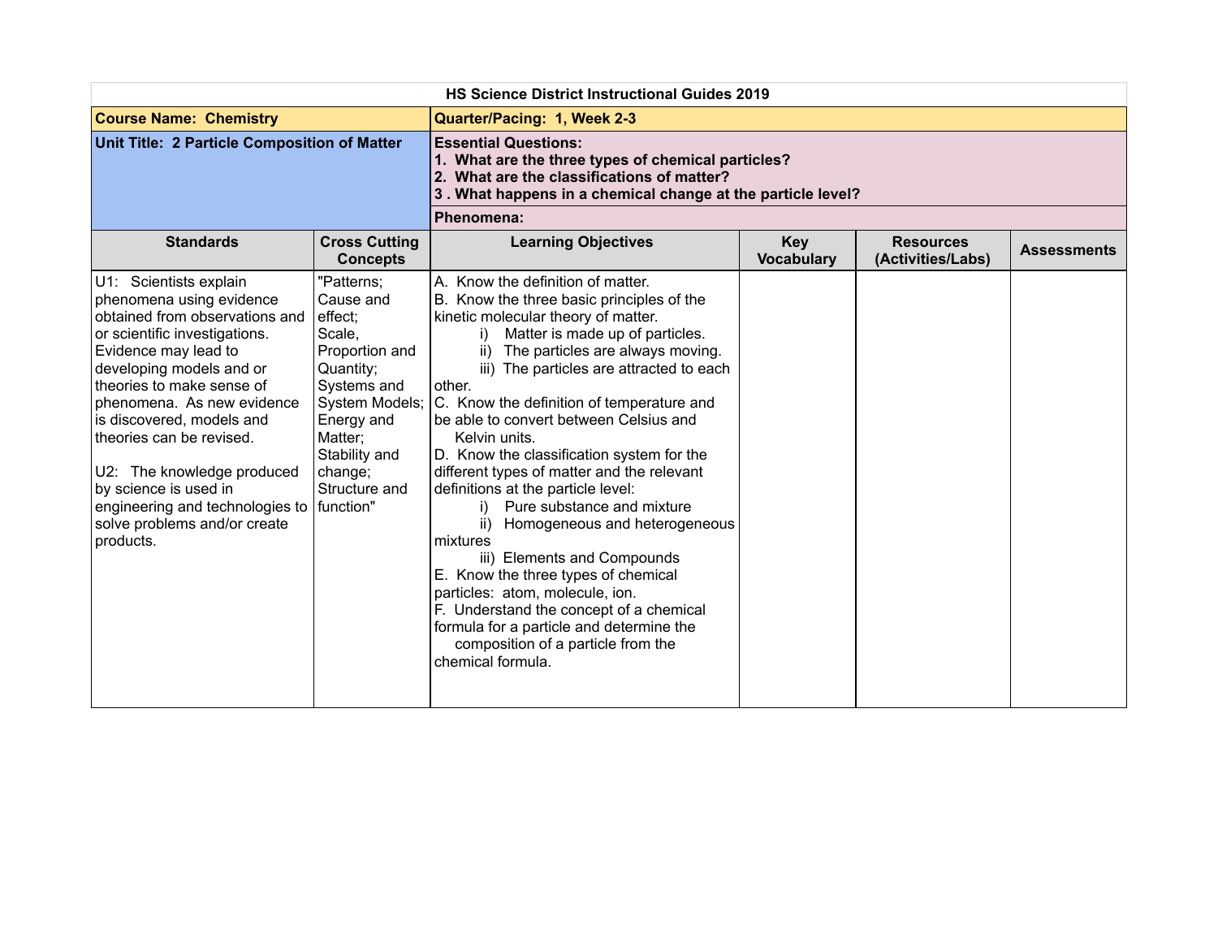**HS Science District Instructional Guides 2019**

| **Course Name: Chemistry** | | **Quarter/Pacing: 1, Week 2-3** | | | |
|---|---|---|---|---|---|
| **Unit Title: 2 Particle Composition of Matter** | | **Essential Questions:**<br>**1. What are the three types of chemical particles?**<br>**2. What are the classifications of matter?**<br>**3 . What happens in a chemical change at the particle level?** | | | |
| | | **Phenomena:** | | | |
| **Standards** | **Cross Cutting Concepts** | **Learning Objectives** | **Key Vocabulary** | **Resources (Activities/Labs)** | **Assessments** |
| U1: Scientists explain phenomena using evidence obtained from observations and or scientific investigations. Evidence may lead to developing models and or theories to make sense of phenomena. As new evidence is discovered, models and theories can be revised.<br><br>U2: The knowledge produced by science is used in engineering and technologies to solve problems and/or create products. | "Patterns; Cause and effect; Scale, Proportion and Quantity; Systems and System Models; Energy and Matter; Stability and change; Structure and function" | A. Know the definition of matter.<br>B. Know the three basic principles of the kinetic molecular theory of matter.<br>i) Matter is made up of particles.<br>ii) The particles are always moving.<br>iii) The particles are attracted to each other.<br>C. Know the definition of temperature and be able to convert between Celsius and Kelvin units.<br>D. Know the classification system for the different types of matter and the relevant definitions at the particle level:<br>i) Pure substance and mixture<br>ii) Homogeneous and heterogeneous mixtures<br>iii) Elements and Compounds<br>E. Know the three types of chemical particles: atom, molecule, ion.<br>F. Understand the concept of a chemical formula for a particle and determine the composition of a particle from the chemical formula. | | | |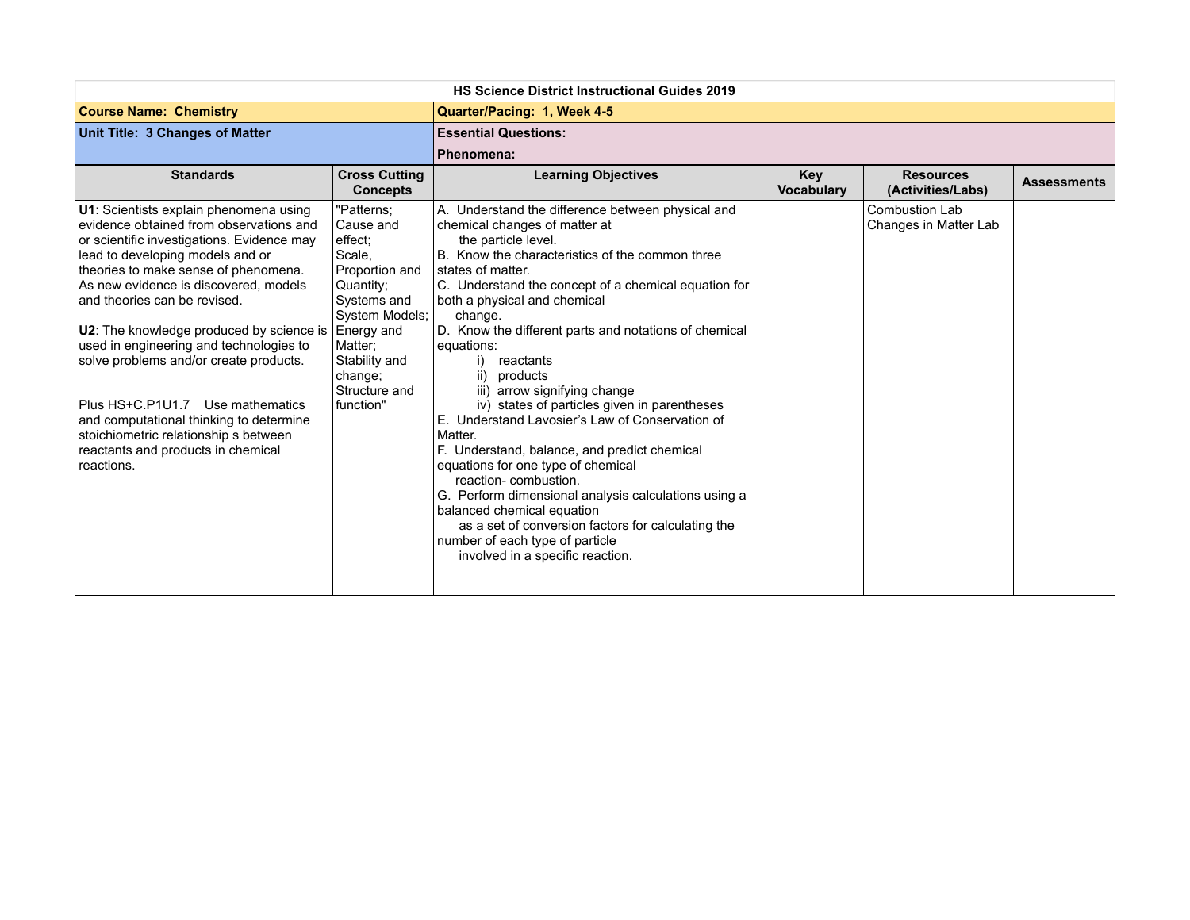| HS Science District Instructional Guides 2019 | | | | | |
|---|---|---|---|---|---|
| **Course Name: Chemistry** | | **Quarter/Pacing: 1, Week 4-5** | | | |
| **Unit Title: 3 Changes of Matter** | | **Essential Questions:** | | | |
| | | **Phenomena:** | | | |
| **Standards** | **Cross Cutting Concepts** | **Learning Objectives** | **Key Vocabulary** | **Resources (Activities/Labs)** | **Assessments** |
| **U1**: Scientists explain phenomena using evidence obtained from observations and or scientific investigations. Evidence may lead to developing models and or theories to make sense of phenomena. As new evidence is discovered, models and theories can be revised.<br><br>**U2**: The knowledge produced by science is used in engineering and technologies to solve problems and/or create products.<br><br>Plus HS+C.P1U1.7 Use mathematics and computational thinking to determine stoichiometric relationship s between reactants and products in chemical reactions. | "Patterns; Cause and effect; Scale, Proportion and Quantity; Systems and System Models; Energy and Matter; Stability and change; Structure and function" | A. Understand the difference between physical and chemical changes of matter at the particle level.<br>B. Know the characteristics of the common three states of matter.<br>C. Understand the concept of a chemical equation for both a physical and chemical change.<br>D. Know the different parts and notations of chemical equations:<br>i) reactants<br>ii) products<br>iii) arrow signifying change<br>iv) states of particles given in parentheses<br>E. Understand Lavosier's Law of Conservation of Matter.<br>F. Understand, balance, and predict chemical equations for one type of chemical reaction- combustion.<br>G. Perform dimensional analysis calculations using a balanced chemical equation as a set of conversion factors for calculating the number of each type of particle involved in a specific reaction. | | Combustion Lab<br>Changes in Matter Lab | |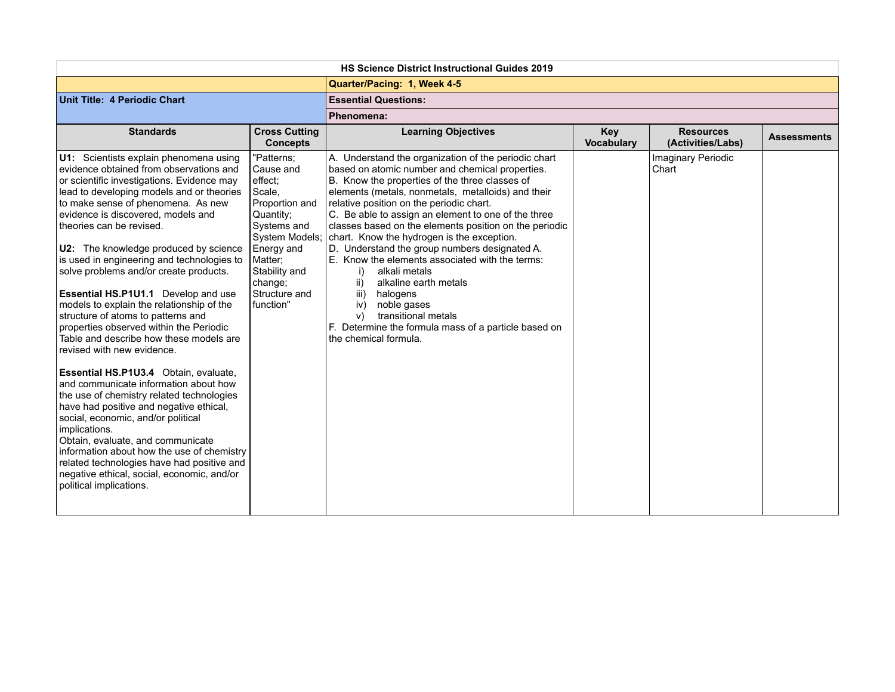| HS Science District Instructional Guides 2019 | | | | | |
|---|---|---|---|---|---|
| | | **Quarter/Pacing: 1, Week 4-5** | | | |
| **Unit Title: 4 Periodic Chart** | | **Essential Questions:** | | | |
| | | **Phenomena:** | | | |
| **Standards** | **Cross Cutting Concepts** | **Learning Objectives** | **Key Vocabulary** | **Resources (Activities/Labs)** | **Assessments** |
| **U1:** Scientists explain phenomena using evidence obtained from observations and or scientific investigations. Evidence may lead to developing models and or theories to make sense of phenomena. As new evidence is discovered, models and theories can be revised.<br><br>**U2:** The knowledge produced by science is used in engineering and technologies to solve problems and/or create products.<br><br>**Essential HS.P1U1.1** Develop and use models to explain the relationship of the structure of atoms to patterns and properties observed within the Periodic Table and describe how these models are revised with new evidence.<br><br>**Essential HS.P1U3.4** Obtain, evaluate, and communicate information about how the use of chemistry related technologies have had positive and negative ethical, social, economic, and/or political implications.<br>Obtain, evaluate, and communicate information about how the use of chemistry related technologies have had positive and negative ethical, social, economic, and/or political implications. | "Patterns; Cause and effect; Scale, Proportion and Quantity; Systems and System Models; Energy and Matter; Stability and change; Structure and function" | A. Understand the organization of the periodic chart based on atomic number and chemical properties.<br>B. Know the properties of the three classes of elements (metals, nonmetals, metalloids) and their relative position on the periodic chart.<br>C. Be able to assign an element to one of the three classes based on the elements position on the periodic chart. Know the hydrogen is the exception.<br>D. Understand the group numbers designated A.<br>E. Know the elements associated with the terms:<br>i) alkali metals<br>ii) alkaline earth metals<br>iii) halogens<br>iv) noble gases<br>v) transitional metals<br>F. Determine the formula mass of a particle based on the chemical formula. | | Imaginary Periodic Chart | |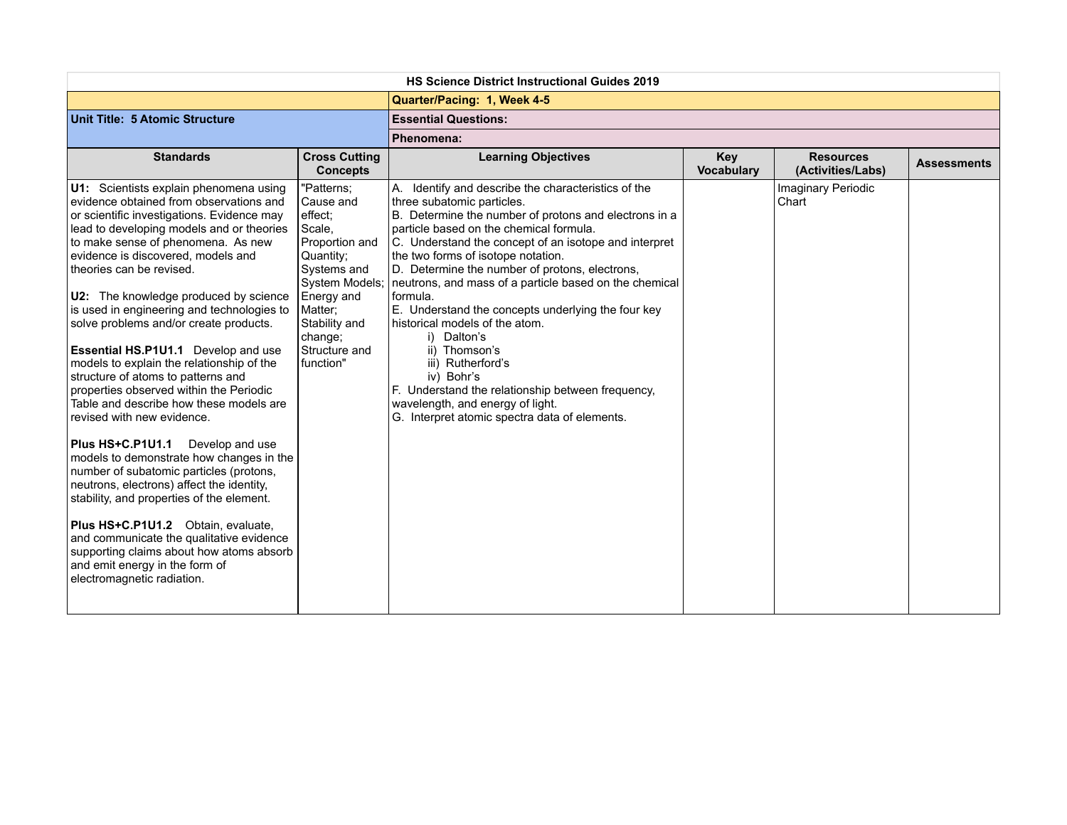| HS Science District Instructional Guides 2019 | | | | | |
|---|---|---|---|---|---|
| | | **Quarter/Pacing: 1, Week 4-5** | | | |
| **Unit Title: 5 Atomic Structure** | | **Essential Questions:** | | | |
| | | **Phenomena:** | | | |
| **Standards** | **Cross Cutting Concepts** | **Learning Objectives** | **Key Vocabulary** | **Resources (Activities/Labs)** | **Assessments** |
| **U1:** Scientists explain phenomena using evidence obtained from observations and or scientific investigations. Evidence may lead to developing models and or theories to make sense of phenomena. As new evidence is discovered, models and theories can be revised.<br><br>**U2:** The knowledge produced by science is used in engineering and technologies to solve problems and/or create products.<br><br>**Essential HS.P1U1.1** Develop and use models to explain the relationship of the structure of atoms to patterns and properties observed within the Periodic Table and describe how these models are revised with new evidence.<br><br>**Plus HS+C.P1U1.1** Develop and use models to demonstrate how changes in the number of subatomic particles (protons, neutrons, electrons) affect the identity, stability, and properties of the element.<br><br>**Plus HS+C.P1U1.2** Obtain, evaluate, and communicate the qualitative evidence supporting claims about how atoms absorb and emit energy in the form of electromagnetic radiation. | "Patterns; Cause and effect; Scale, Proportion and Quantity; Systems and System Models; Energy and Matter; Stability and change; Structure and function" | A. Identify and describe the characteristics of the three subatomic particles.<br>B. Determine the number of protons and electrons in a particle based on the chemical formula.<br>C. Understand the concept of an isotope and interpret the two forms of isotope notation.<br>D. Determine the number of protons, electrons, neutrons, and mass of a particle based on the chemical formula.<br>E. Understand the concepts underlying the four key historical models of the atom.<br>i) Dalton's<br>ii) Thomson's<br>iii) Rutherford's<br>iv) Bohr's<br>F. Understand the relationship between frequency, wavelength, and energy of light.<br>G. Interpret atomic spectra data of elements. | | Imaginary Periodic Chart | |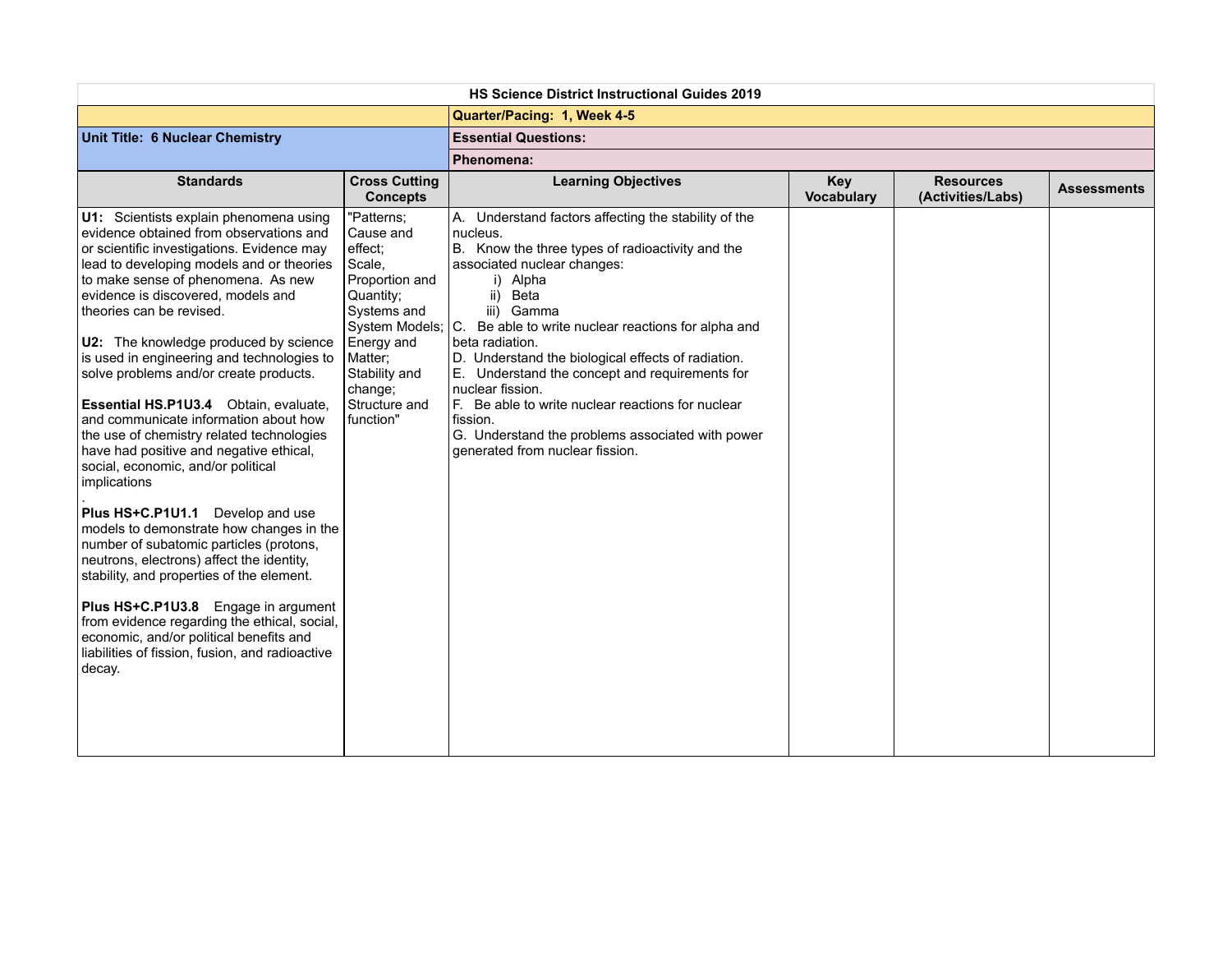| HS Science District Instructional Guides 2019 | | | | | |
|---|---|---|---|---|---|
| | | **Quarter/Pacing: 1, Week 4-5** | | | |
| **Unit Title: 6 Nuclear Chemistry** | | **Essential Questions:** | | | |
| | | **Phenomena:** | | | |
| **Standards** | **Cross Cutting Concepts** | **Learning Objectives** | **Key Vocabulary** | **Resources (Activities/Labs)** | **Assessments** |
| **U1:** Scientists explain phenomena using evidence obtained from observations and or scientific investigations. Evidence may lead to developing models and or theories to make sense of phenomena. As new evidence is discovered, models and theories can be revised.<br><br>**U2:** The knowledge produced by science is used in engineering and technologies to solve problems and/or create products.<br><br>**Essential HS.P1U3.4** Obtain, evaluate, and communicate information about how the use of chemistry related technologies have had positive and negative ethical, social, economic, and/or political implications<br>.<br>**Plus HS+C.P1U1.1** Develop and use models to demonstrate how changes in the number of subatomic particles (protons, neutrons, electrons) affect the identity, stability, and properties of the element.<br><br>**Plus HS+C.P1U3.8** Engage in argument from evidence regarding the ethical, social, economic, and/or political benefits and liabilities of fission, fusion, and radioactive decay. | "Patterns; Cause and effect; Scale, Proportion and Quantity; Systems and System Models; Energy and Matter; Stability and change; Structure and function" | A. Understand factors affecting the stability of the nucleus.<br>B. Know the three types of radioactivity and the associated nuclear changes:<br>i) Alpha<br>ii) Beta<br>iii) Gamma<br>C. Be able to write nuclear reactions for alpha and beta radiation.<br>D. Understand the biological effects of radiation.<br>E. Understand the concept and requirements for nuclear fission.<br>F. Be able to write nuclear reactions for nuclear fission.<br>G. Understand the problems associated with power generated from nuclear fission. | | | |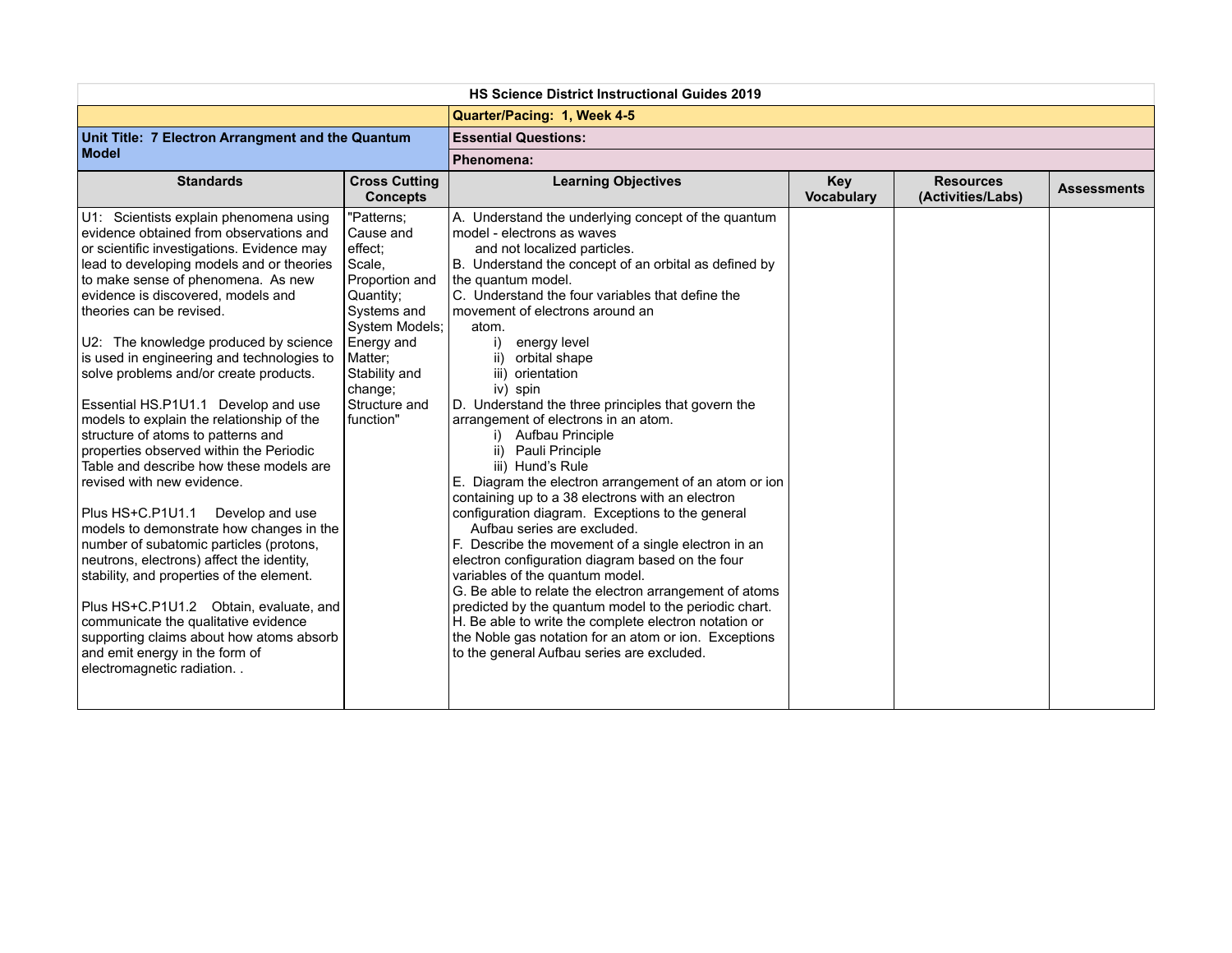**HS Science District Instructional Guides 2019**

| | |
|---|---|
| | **Quarter/Pacing: 1, Week 4-5** |
| **Unit Title: 7 Electron Arrangment and the Quantum Model** | **Essential Questions:** |
| | **Phenomena:** |

| Standards | Cross Cutting Concepts | Learning Objectives | Key Vocabulary | Resources (Activities/Labs) | Assessments |
|---|---|---|---|---|---|
| U1: Scientists explain phenomena using evidence obtained from observations and or scientific investigations. Evidence may lead to developing models and or theories to make sense of phenomena. As new evidence is discovered, models and theories can be revised.<br><br>U2: The knowledge produced by science is used in engineering and technologies to solve problems and/or create products.<br><br>Essential HS.P1U1.1 Develop and use models to explain the relationship of the structure of atoms to patterns and properties observed within the Periodic Table and describe how these models are revised with new evidence.<br><br>Plus HS+C.P1U1.1 Develop and use models to demonstrate how changes in the number of subatomic particles (protons, neutrons, electrons) affect the identity, stability, and properties of the element.<br><br>Plus HS+C.P1U1.2 Obtain, evaluate, and communicate the qualitative evidence supporting claims about how atoms absorb and emit energy in the form of electromagnetic radiation. . | "Patterns; Cause and effect; Scale, Proportion and Quantity; Systems and System Models; Energy and Matter; Stability and change; Structure and function" | A. Understand the underlying concept of the quantum model - electrons as waves and not localized particles.<br>B. Understand the concept of an orbital as defined by the quantum model.<br>C. Understand the four variables that define the movement of electrons around an atom.<br>i) energy level<br>ii) orbital shape<br>iii) orientation<br>iv) spin<br>D. Understand the three principles that govern the arrangement of electrons in an atom.<br>i) Aufbau Principle<br>ii) Pauli Principle<br>iii) Hund's Rule<br>E. Diagram the electron arrangement of an atom or ion containing up to a 38 electrons with an electron configuration diagram. Exceptions to the general Aufbau series are excluded.<br>F. Describe the movement of a single electron in an electron configuration diagram based on the four variables of the quantum model.<br>G. Be able to relate the electron arrangement of atoms predicted by the quantum model to the periodic chart.<br>H. Be able to write the complete electron notation or the Noble gas notation for an atom or ion. Exceptions to the general Aufbau series are excluded. | | | |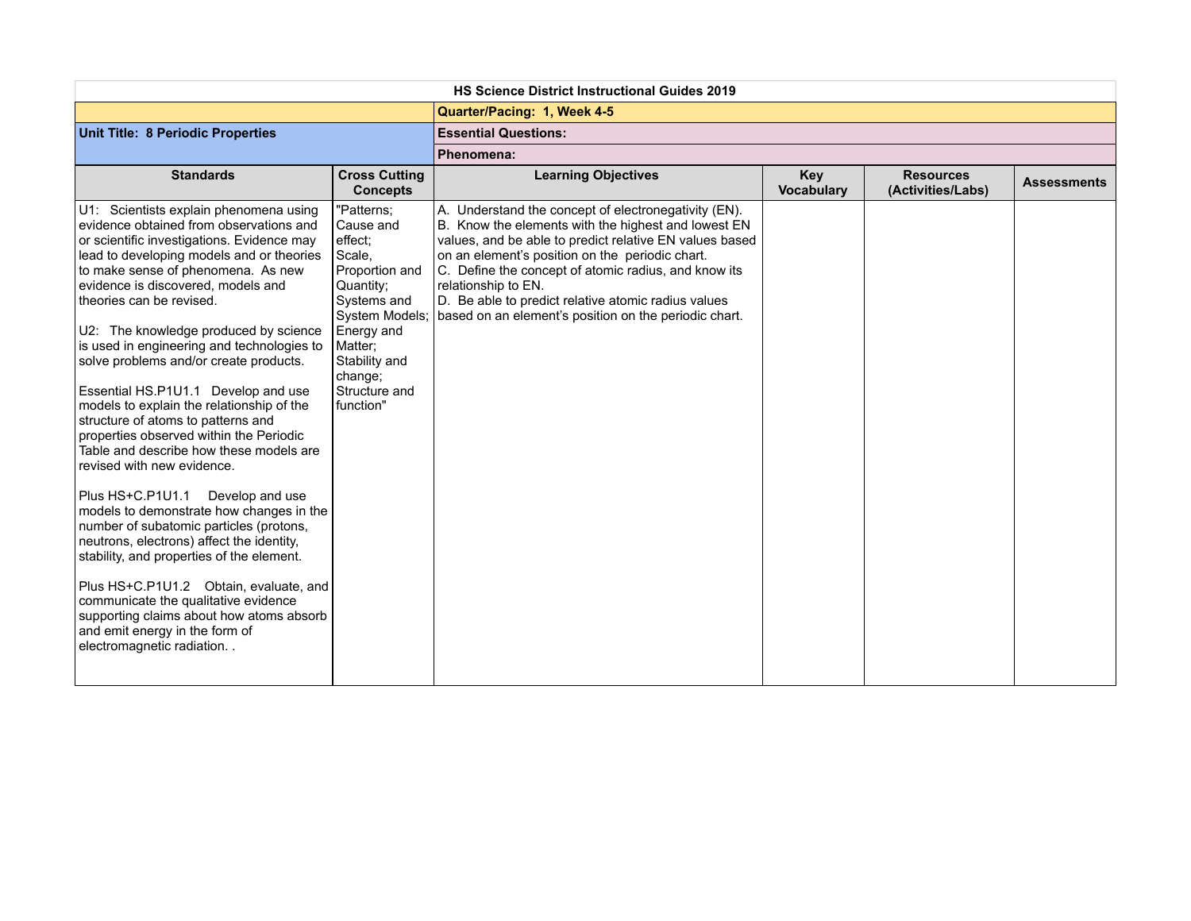**HS Science District Instructional Guides 2019**

| | **Quarter/Pacing: 1, Week 4-5** |
|---|---|
| **Unit Title: 8 Periodic Properties** | **Essential Questions:** |
| | **Phenomena:** |

| Standards | Cross Cutting Concepts | Learning Objectives | Key Vocabulary | Resources (Activities/Labs) | Assessments |
|---|---|---|---|---|---|
| U1: Scientists explain phenomena using evidence obtained from observations and or scientific investigations. Evidence may lead to developing models and or theories to make sense of phenomena. As new evidence is discovered, models and theories can be revised.<br><br>U2: The knowledge produced by science is used in engineering and technologies to solve problems and/or create products.<br><br>Essential HS.P1U1.1 Develop and use models to explain the relationship of the structure of atoms to patterns and properties observed within the Periodic Table and describe how these models are revised with new evidence.<br><br>Plus HS+C.P1U1.1 Develop and use models to demonstrate how changes in the number of subatomic particles (protons, neutrons, electrons) affect the identity, stability, and properties of the element.<br><br>Plus HS+C.P1U1.2 Obtain, evaluate, and communicate the qualitative evidence supporting claims about how atoms absorb and emit energy in the form of electromagnetic radiation. . | "Patterns; Cause and effect; Scale, Proportion and Quantity; Systems and System Models; Energy and Matter; Stability and change; Structure and function" | A. Understand the concept of electronegativity (EN).<br>B. Know the elements with the highest and lowest EN values, and be able to predict relative EN values based on an element's position on the periodic chart.<br>C. Define the concept of atomic radius, and know its relationship to EN.<br>D. Be able to predict relative atomic radius values based on an element's position on the periodic chart. | | | |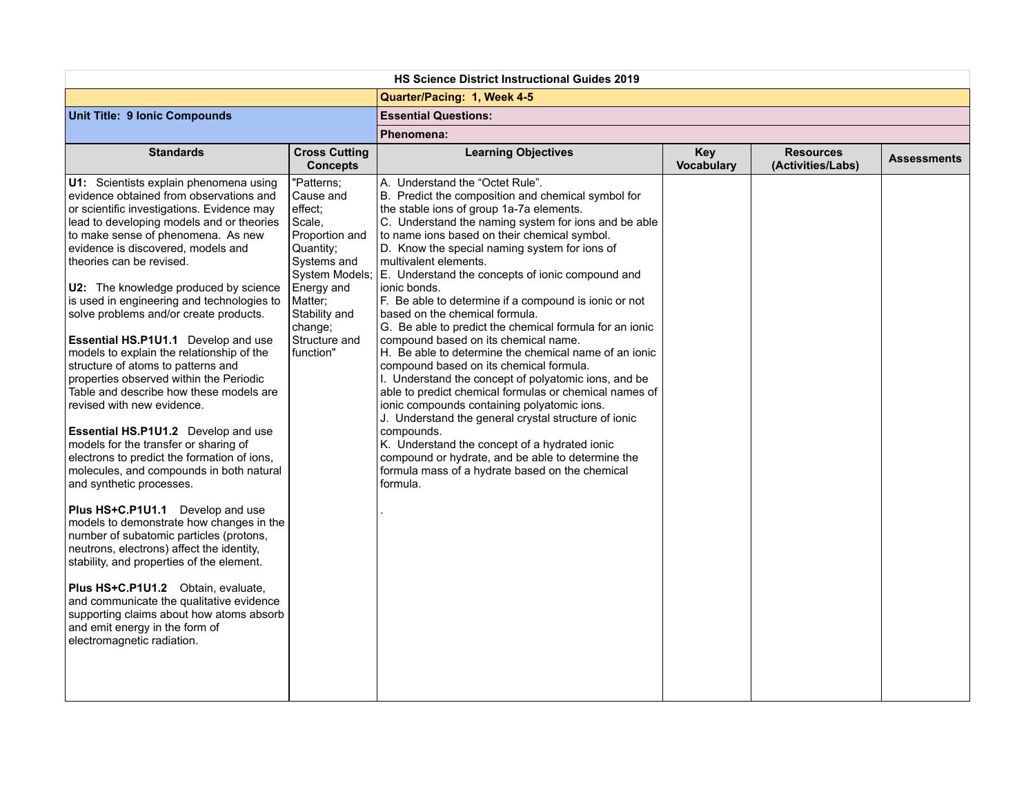| HS Science District Instructional Guides 2019 | | | | | |
|---|---|---|---|---|---|
| | | **Quarter/Pacing: 1, Week 4-5** | | | |
| **Unit Title: 9 Ionic Compounds** | | **Essential Questions:** | | | |
| | | **Phenomena:** | | | |
| **Standards** | **Cross Cutting Concepts** | **Learning Objectives** | **Key Vocabulary** | **Resources (Activities/Labs)** | **Assessments** |
| **U1:** Scientists explain phenomena using evidence obtained from observations and or scientific investigations. Evidence may lead to developing models and or theories to make sense of phenomena. As new evidence is discovered, models and theories can be revised.<br><br>**U2:** The knowledge produced by science is used in engineering and technologies to solve problems and/or create products.<br><br>**Essential HS.P1U1.1** Develop and use models to explain the relationship of the structure of atoms to patterns and properties observed within the Periodic Table and describe how these models are revised with new evidence.<br><br>**Essential HS.P1U1.2** Develop and use models for the transfer or sharing of electrons to predict the formation of ions, molecules, and compounds in both natural and synthetic processes.<br><br>**Plus HS+C.P1U1.1** Develop and use models to demonstrate how changes in the number of subatomic particles (protons, neutrons, electrons) affect the identity, stability, and properties of the element.<br><br>**Plus HS+C.P1U1.2** Obtain, evaluate, and communicate the qualitative evidence supporting claims about how atoms absorb and emit energy in the form of electromagnetic radiation. | "Patterns; Cause and effect; Scale, Proportion and Quantity; Systems and System Models; Energy and Matter; Stability and change; Structure and function" | A. Understand the "Octet Rule".<br>B. Predict the composition and chemical symbol for the stable ions of group 1a-7a elements.<br>C. Understand the naming system for ions and be able to name ions based on their chemical symbol.<br>D. Know the special naming system for ions of multivalent elements.<br>E. Understand the concepts of ionic compound and ionic bonds.<br>F. Be able to determine if a compound is ionic or not based on the chemical formula.<br>G. Be able to predict the chemical formula for an ionic compound based on its chemical name.<br>H. Be able to determine the chemical name of an ionic compound based on its chemical formula.<br>I. Understand the concept of polyatomic ions, and be able to predict chemical formulas or chemical names of ionic compounds containing polyatomic ions.<br>J. Understand the general crystal structure of ionic compounds.<br>K. Understand the concept of a hydrated ionic compound or hydrate, and be able to determine the formula mass of a hydrate based on the chemical formula.<br><br>. | | | |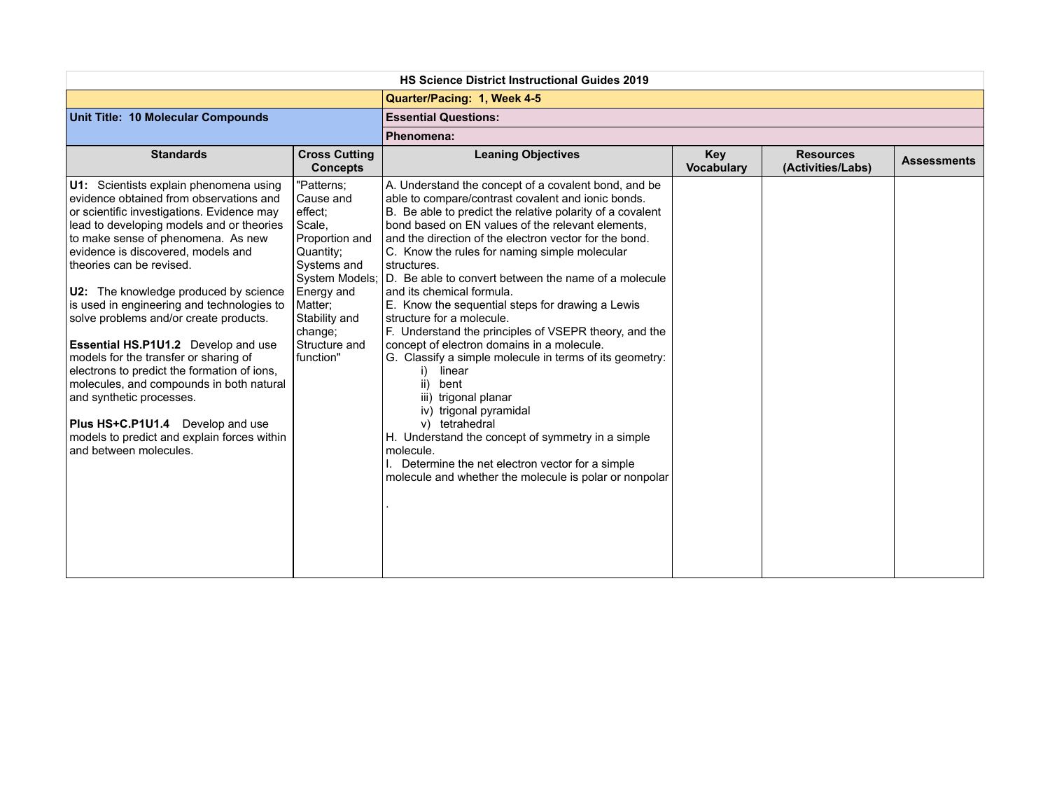| HS Science District Instructional Guides 2019 | | | | | |
|---|---|---|---|---|---|
| | | **Quarter/Pacing: 1, Week 4-5** | | | |
| **Unit Title: 10 Molecular Compounds** | | **Essential Questions:** | | | |
| | | **Phenomena:** | | | |
| **Standards** | **Cross Cutting Concepts** | **Leaning Objectives** | **Key Vocabulary** | **Resources (Activities/Labs)** | **Assessments** |
| **U1:** Scientists explain phenomena using evidence obtained from observations and or scientific investigations. Evidence may lead to developing models and or theories to make sense of phenomena. As new evidence is discovered, models and theories can be revised.<br><br>**U2:** The knowledge produced by science is used in engineering and technologies to solve problems and/or create products.<br><br>**Essential HS.P1U1.2** Develop and use models for the transfer or sharing of electrons to predict the formation of ions, molecules, and compounds in both natural and synthetic processes.<br><br>**Plus HS+C.P1U1.4** Develop and use models to predict and explain forces within and between molecules. | "Patterns; Cause and effect; Scale, Proportion and Quantity; Systems and System Models; Energy and Matter; Stability and change; Structure and function" | A. Understand the concept of a covalent bond, and be able to compare/contrast covalent and ionic bonds.<br>B. Be able to predict the relative polarity of a covalent bond based on EN values of the relevant elements, and the direction of the electron vector for the bond.<br>C. Know the rules for naming simple molecular structures.<br>D. Be able to convert between the name of a molecule and its chemical formula.<br>E. Know the sequential steps for drawing a Lewis structure for a molecule.<br>F. Understand the principles of VSEPR theory, and the concept of electron domains in a molecule.<br>G. Classify a simple molecule in terms of its geometry:<br>i) linear<br>ii) bent<br>iii) trigonal planar<br>iv) trigonal pyramidal<br>v) tetrahedral<br>H. Understand the concept of symmetry in a simple molecule.<br>I. Determine the net electron vector for a simple molecule and whether the molecule is polar or nonpolar<br><br>. | | | |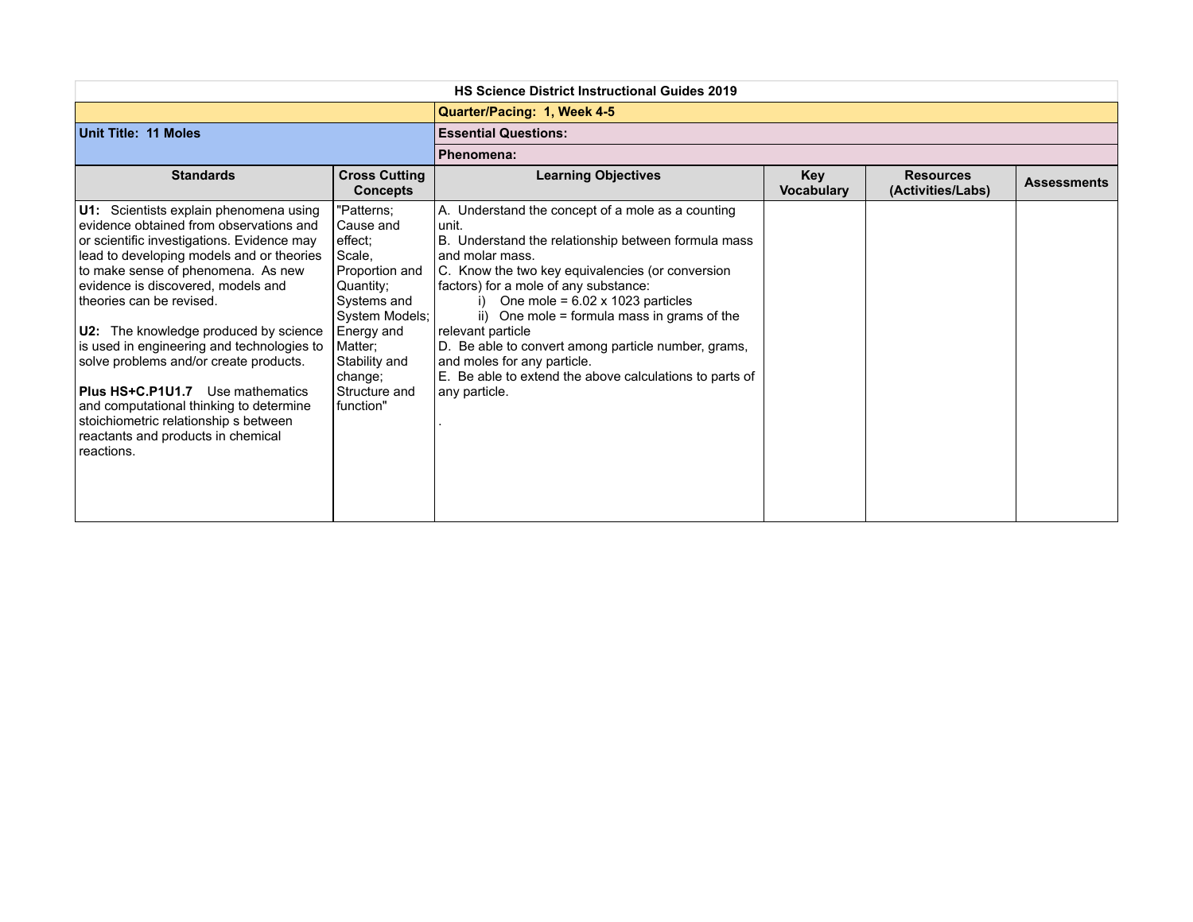| HS Science District Instructional Guides 2019 | | | | | |
|---|---|---|---|---|---|
| | | **Quarter/Pacing: 1, Week 4-5** | | | |
| **Unit Title: 11 Moles** | | **Essential Questions:** | | | |
| | | **Phenomena:** | | | |
| **Standards** | **Cross Cutting Concepts** | **Learning Objectives** | **Key Vocabulary** | **Resources (Activities/Labs)** | **Assessments** |
| **U1:** Scientists explain phenomena using evidence obtained from observations and or scientific investigations. Evidence may lead to developing models and or theories to make sense of phenomena. As new evidence is discovered, models and theories can be revised.<br><br>**U2:** The knowledge produced by science is used in engineering and technologies to solve problems and/or create products.<br><br>**Plus HS+C.P1U1.7** Use mathematics and computational thinking to determine stoichiometric relationship s between reactants and products in chemical reactions. | "Patterns; Cause and effect; Scale, Proportion and Quantity; Systems and System Models; Energy and Matter; Stability and change; Structure and function" | A. Understand the concept of a mole as a counting unit.<br>B. Understand the relationship between formula mass and molar mass.<br>C. Know the two key equivalencies (or conversion factors) for a mole of any substance:<br>i) One mole = 6.02 x 1023 particles<br>ii) One mole = formula mass in grams of the relevant particle<br>D. Be able to convert among particle number, grams, and moles for any particle.<br>E. Be able to extend the above calculations to parts of any particle.<br><br>. | | | |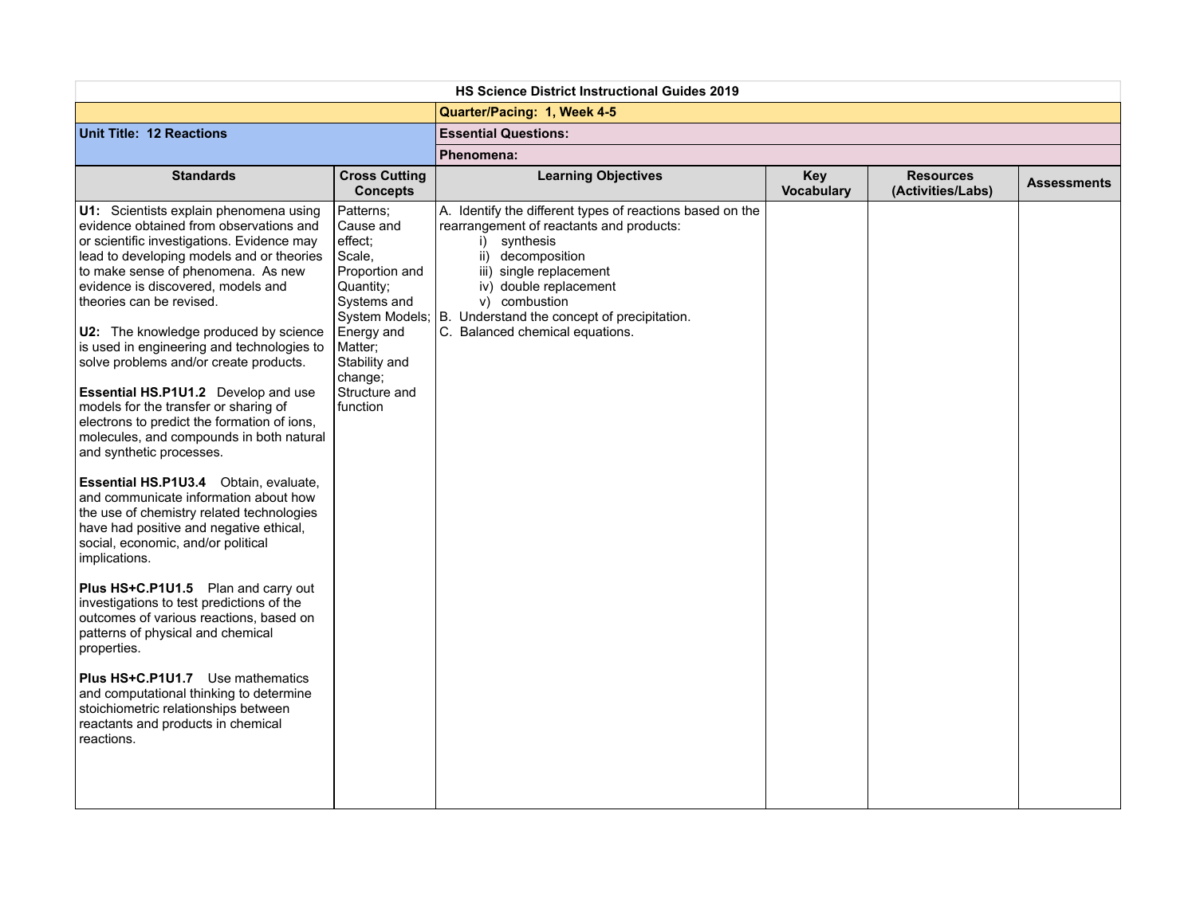| HS Science District Instructional Guides 2019 | | | | | |
|---|---|---|---|---|---|
| | | **Quarter/Pacing: 1, Week 4-5** | | | |
| **Unit Title: 12 Reactions** | | **Essential Questions:** | | | |
| | | **Phenomena:** | | | |
| **Standards** | **Cross Cutting Concepts** | **Learning Objectives** | **Key Vocabulary** | **Resources (Activities/Labs)** | **Assessments** |
| **U1:** Scientists explain phenomena using evidence obtained from observations and or scientific investigations. Evidence may lead to developing models and or theories to make sense of phenomena. As new evidence is discovered, models and theories can be revised.<br><br>**U2:** The knowledge produced by science is used in engineering and technologies to solve problems and/or create products.<br><br>**Essential HS.P1U1.2** Develop and use models for the transfer or sharing of electrons to predict the formation of ions, molecules, and compounds in both natural and synthetic processes.<br><br>**Essential HS.P1U3.4** Obtain, evaluate, and communicate information about how the use of chemistry related technologies have had positive and negative ethical, social, economic, and/or political implications.<br><br>**Plus HS+C.P1U1.5** Plan and carry out investigations to test predictions of the outcomes of various reactions, based on patterns of physical and chemical properties.<br><br>**Plus HS+C.P1U1.7** Use mathematics and computational thinking to determine stoichiometric relationships between reactants and products in chemical reactions. | Patterns; Cause and effect; Scale, Proportion and Quantity; Systems and System Models; Energy and Matter; Stability and change; Structure and function | A. Identify the different types of reactions based on the rearrangement of reactants and products:<br>i) synthesis<br>ii) decomposition<br>iii) single replacement<br>iv) double replacement<br>v) combustion<br>B. Understand the concept of precipitation.<br>C. Balanced chemical equations. | | | |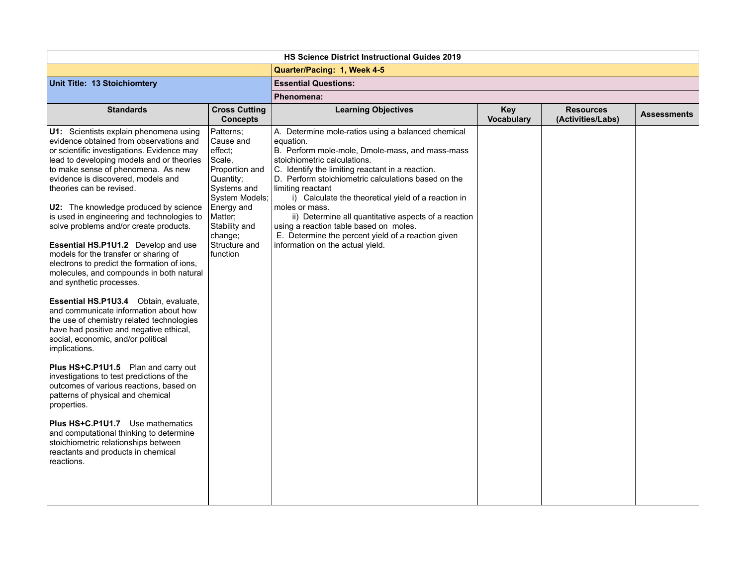| HS Science District Instructional Guides 2019 | | | | | |
|---|---|---|---|---|---|
| | | **Quarter/Pacing: 1, Week 4-5** | | | |
| **Unit Title: 13 Stoichiomtery** | | **Essential Questions:** | | | |
| | | **Phenomena:** | | | |
| **Standards** | **Cross Cutting Concepts** | **Learning Objectives** | **Key Vocabulary** | **Resources (Activities/Labs)** | **Assessments** |
| **U1:** Scientists explain phenomena using evidence obtained from observations and or scientific investigations. Evidence may lead to developing models and or theories to make sense of phenomena. As new evidence is discovered, models and theories can be revised.<br><br>**U2:** The knowledge produced by science is used in engineering and technologies to solve problems and/or create products.<br><br>**Essential HS.P1U1.2** Develop and use models for the transfer or sharing of electrons to predict the formation of ions, molecules, and compounds in both natural and synthetic processes.<br><br>**Essential HS.P1U3.4** Obtain, evaluate, and communicate information about how the use of chemistry related technologies have had positive and negative ethical, social, economic, and/or political implications.<br><br>**Plus HS+C.P1U1.5** Plan and carry out investigations to test predictions of the outcomes of various reactions, based on patterns of physical and chemical properties.<br><br>**Plus HS+C.P1U1.7** Use mathematics and computational thinking to determine stoichiometric relationships between reactants and products in chemical reactions. | Patterns; Cause and effect; Scale, Proportion and Quantity; Systems and System Models; Energy and Matter; Stability and change; Structure and function | A. Determine mole-ratios using a balanced chemical equation.<br>B. Perform mole-mole, Dmole-mass, and mass-mass stoichiometric calculations.<br>C. Identify the limiting reactant in a reaction.<br>D. Perform stoichiometric calculations based on the limiting reactant<br>i) Calculate the theoretical yield of a reaction in moles or mass.<br>ii) Determine all quantitative aspects of a reaction using a reaction table based on moles.<br>E. Determine the percent yield of a reaction given information on the actual yield. | | | |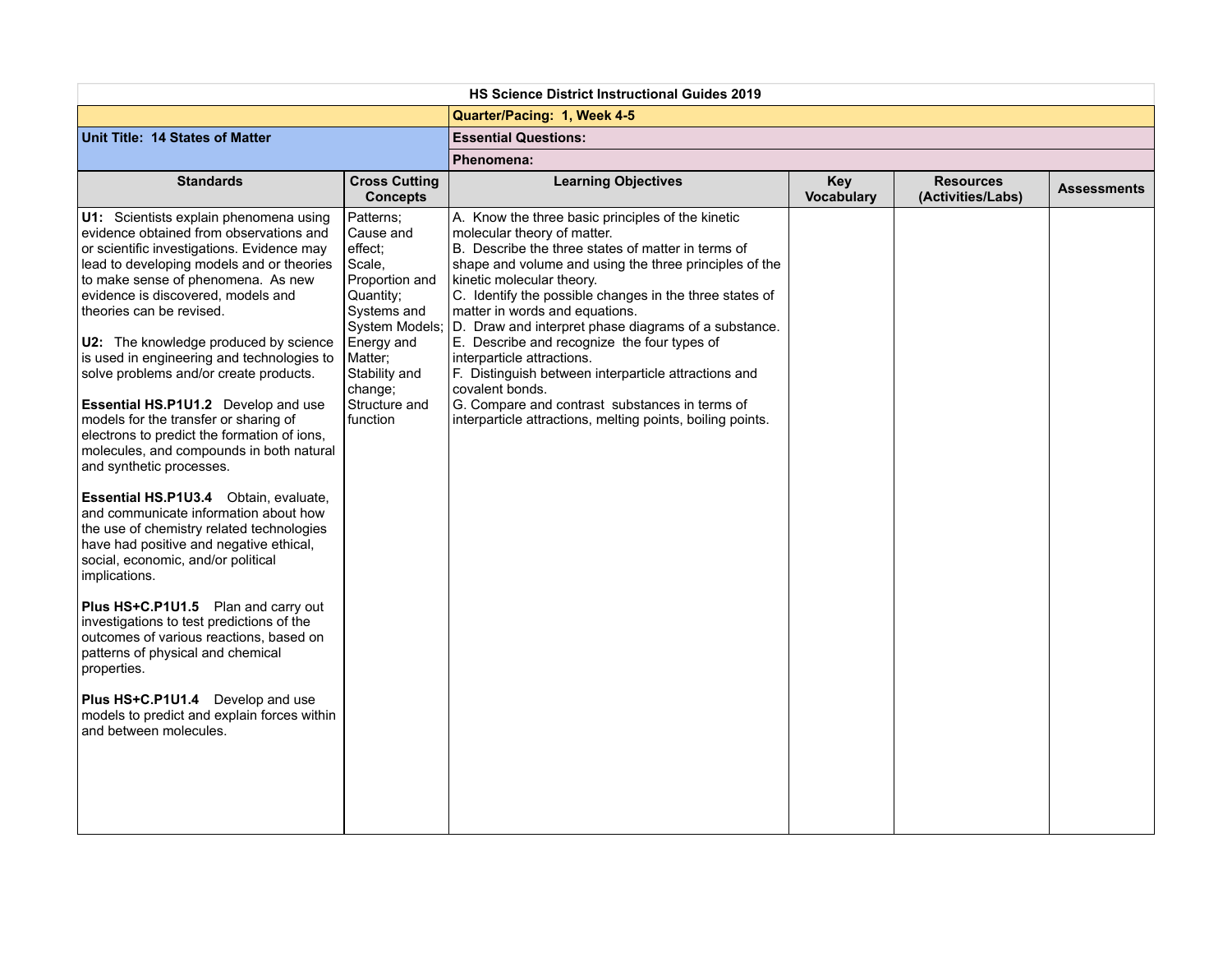| HS Science District Instructional Guides 2019 | | | | | |
|---|---|---|---|---|---|
| | | **Quarter/Pacing: 1, Week 4-5** | | | |
| **Unit Title: 14 States of Matter** | | **Essential Questions:** | | | |
| | | **Phenomena:** | | | |
| **Standards** | **Cross Cutting Concepts** | **Learning Objectives** | **Key Vocabulary** | **Resources (Activities/Labs)** | **Assessments** |
| **U1:** Scientists explain phenomena using evidence obtained from observations and or scientific investigations. Evidence may lead to developing models and or theories to make sense of phenomena. As new evidence is discovered, models and theories can be revised.<br><br>**U2:** The knowledge produced by science is used in engineering and technologies to solve problems and/or create products.<br><br>**Essential HS.P1U1.2** Develop and use models for the transfer or sharing of electrons to predict the formation of ions, molecules, and compounds in both natural and synthetic processes.<br><br>**Essential HS.P1U3.4** Obtain, evaluate, and communicate information about how the use of chemistry related technologies have had positive and negative ethical, social, economic, and/or political implications.<br><br>**Plus HS+C.P1U1.5** Plan and carry out investigations to test predictions of the outcomes of various reactions, based on patterns of physical and chemical properties.<br><br>**Plus HS+C.P1U1.4** Develop and use models to predict and explain forces within and between molecules. | Patterns;<br>Cause and effect;<br>Scale, Proportion and Quantity;<br>Systems and System Models;<br>Energy and Matter;<br>Stability and change;<br>Structure and function | A. Know the three basic principles of the kinetic molecular theory of matter.<br>B. Describe the three states of matter in terms of shape and volume and using the three principles of the kinetic molecular theory.<br>C. Identify the possible changes in the three states of matter in words and equations.<br>D. Draw and interpret phase diagrams of a substance.<br>E. Describe and recognize the four types of interparticle attractions.<br>F. Distinguish between interparticle attractions and covalent bonds.<br>G. Compare and contrast substances in terms of interparticle attractions, melting points, boiling points. | | | |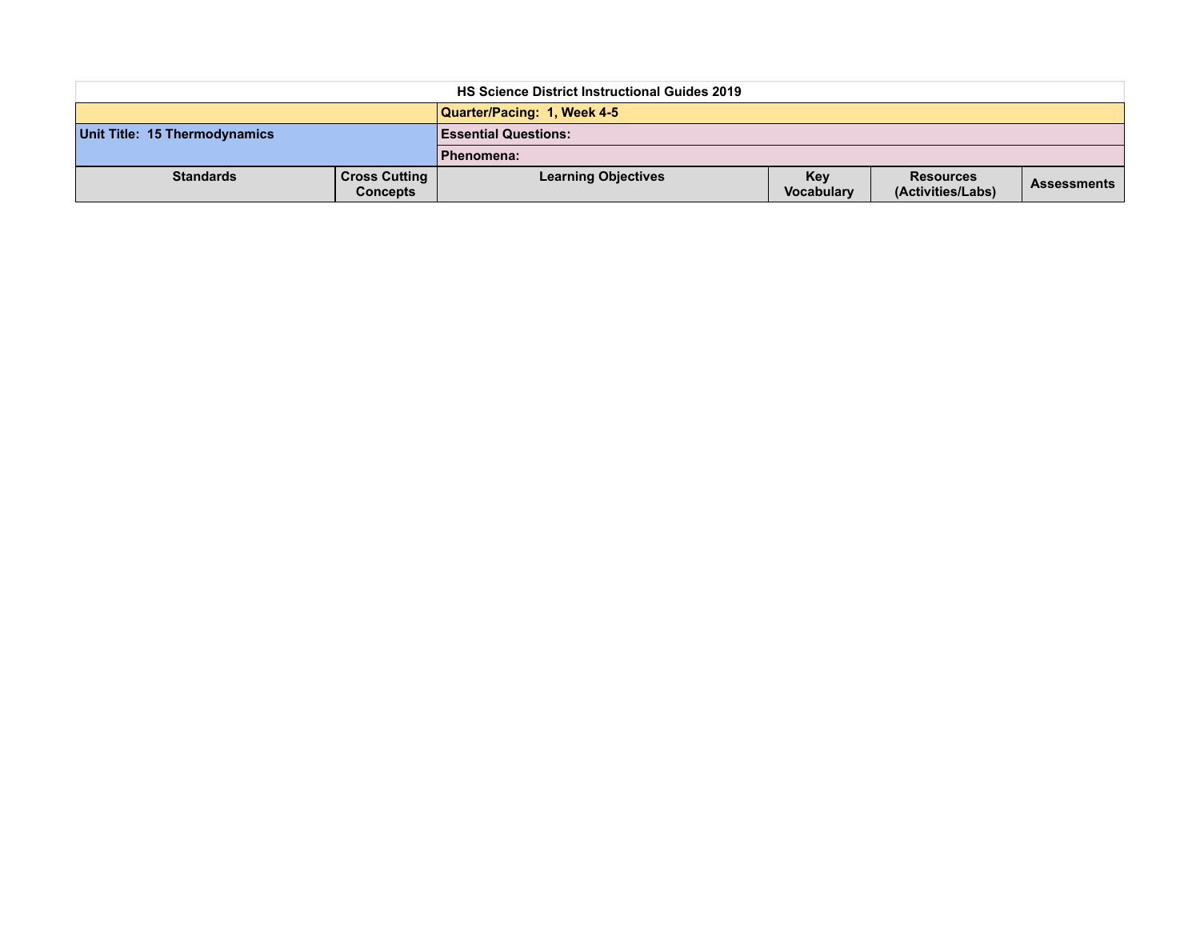| HS Science District Instructional Guides 2019 | | | | | |
|---|---|---|---|---|---|
| | | **Quarter/Pacing: 1, Week 4-5** | | | |
| **Unit Title: 15 Thermodynamics** | | **Essential Questions:** | | | |
| | | **Phenomena:** | | | |
| **Standards** | **Cross Cutting Concepts** | **Learning Objectives** | **Key Vocabulary** | **Resources (Activities/Labs)** | **Assessments** |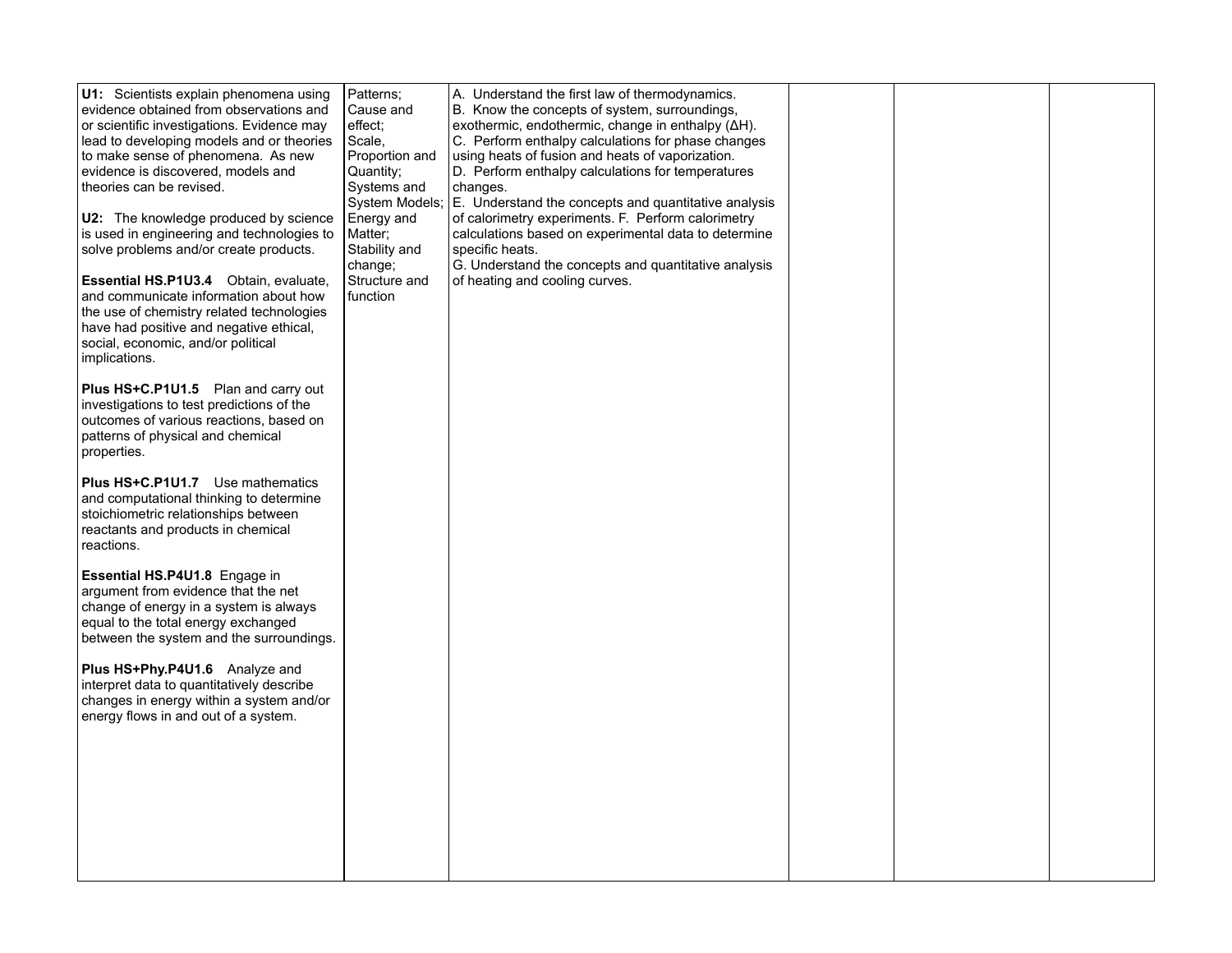| | | | | | |
|---|---|---|---|---|---|
| **U1:** Scientists explain phenomena using evidence obtained from observations and or scientific investigations. Evidence may lead to developing models and or theories to make sense of phenomena. As new evidence is discovered, models and theories can be revised.<br><br>**U2:** The knowledge produced by science is used in engineering and technologies to solve problems and/or create products.<br><br>**Essential HS.P1U3.4** Obtain, evaluate, and communicate information about how the use of chemistry related technologies have had positive and negative ethical, social, economic, and/or political implications.<br><br>**Plus HS+C.P1U1.5** Plan and carry out investigations to test predictions of the outcomes of various reactions, based on patterns of physical and chemical properties.<br><br>**Plus HS+C.P1U1.7** Use mathematics and computational thinking to determine stoichiometric relationships between reactants and products in chemical reactions.<br><br>**Essential HS.P4U1.8** Engage in argument from evidence that the net change of energy in a system is always equal to the total energy exchanged between the system and the surroundings.<br><br>**Plus HS+Phy.P4U1.6** Analyze and interpret data to quantitatively describe changes in energy within a system and/or energy flows in and out of a system. | Patterns; Cause and effect; Scale, Proportion and Quantity; Systems and System Models; Energy and Matter; Stability and change; Structure and function | A. Understand the first law of thermodynamics.<br>B. Know the concepts of system, surroundings, exothermic, endothermic, change in enthalpy (ΔH).<br>C. Perform enthalpy calculations for phase changes using heats of fusion and heats of vaporization.<br>D. Perform enthalpy calculations for temperatures changes.<br>E. Understand the concepts and quantitative analysis of calorimetry experiments. F. Perform calorimetry calculations based on experimental data to determine specific heats.<br>G. Understand the concepts and quantitative analysis of heating and cooling curves. | | | |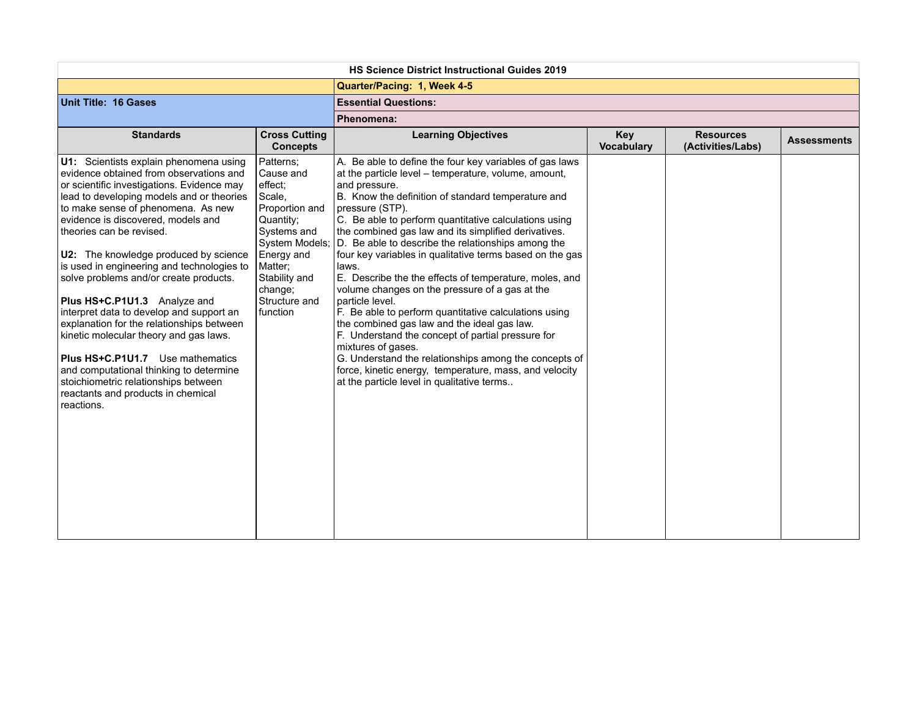| HS Science District Instructional Guides 2019 | | | | | |
|---|---|---|---|---|---|
| | | **Quarter/Pacing: 1, Week 4-5** | | | |
| **Unit Title: 16 Gases** | | **Essential Questions:** | | | |
| | | **Phenomena:** | | | |
| **Standards** | **Cross Cutting Concepts** | **Learning Objectives** | **Key Vocabulary** | **Resources (Activities/Labs)** | **Assessments** |
| **U1:** Scientists explain phenomena using evidence obtained from observations and or scientific investigations. Evidence may lead to developing models and or theories to make sense of phenomena. As new evidence is discovered, models and theories can be revised.<br><br>**U2:** The knowledge produced by science is used in engineering and technologies to solve problems and/or create products.<br><br>**Plus HS+C.P1U1.3** Analyze and interpret data to develop and support an explanation for the relationships between kinetic molecular theory and gas laws.<br><br>**Plus HS+C.P1U1.7** Use mathematics and computational thinking to determine stoichiometric relationships between reactants and products in chemical reactions. | Patterns; Cause and effect; Scale, Proportion and Quantity; Systems and System Models; Energy and Matter; Stability and change; Structure and function | A. Be able to define the four key variables of gas laws at the particle level – temperature, volume, amount, and pressure.<br>B. Know the definition of standard temperature and pressure (STP).<br>C. Be able to perform quantitative calculations using the combined gas law and its simplified derivatives.<br>D. Be able to describe the relationships among the four key variables in qualitative terms based on the gas laws.<br>E. Describe the the effects of temperature, moles, and volume changes on the pressure of a gas at the particle level.<br>F. Be able to perform quantitative calculations using the combined gas law and the ideal gas law.<br>F. Understand the concept of partial pressure for mixtures of gases.<br>G. Understand the relationships among the concepts of force, kinetic energy, temperature, mass, and velocity at the particle level in qualitative terms.. | | | |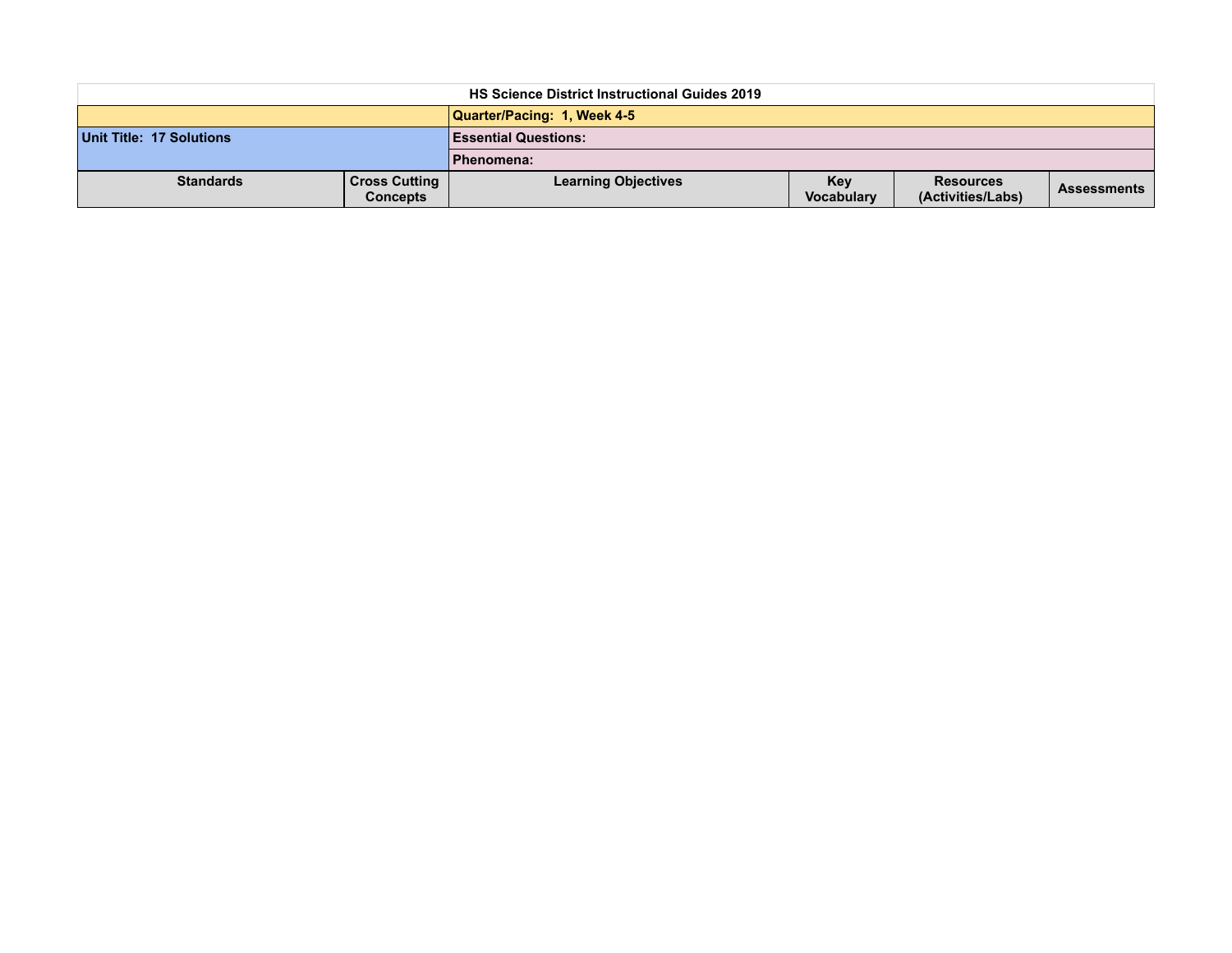| HS Science District Instructional Guides 2019 | | | | | |
|---|---|---|---|---|---|
| | | **Quarter/Pacing: 1, Week 4-5** | | | |
| **Unit Title: 17 Solutions** | | **Essential Questions:** | | | |
| | | **Phenomena:** | | | |
| **Standards** | **Cross Cutting Concepts** | **Learning Objectives** | **Key Vocabulary** | **Resources (Activities/Labs)** | **Assessments** |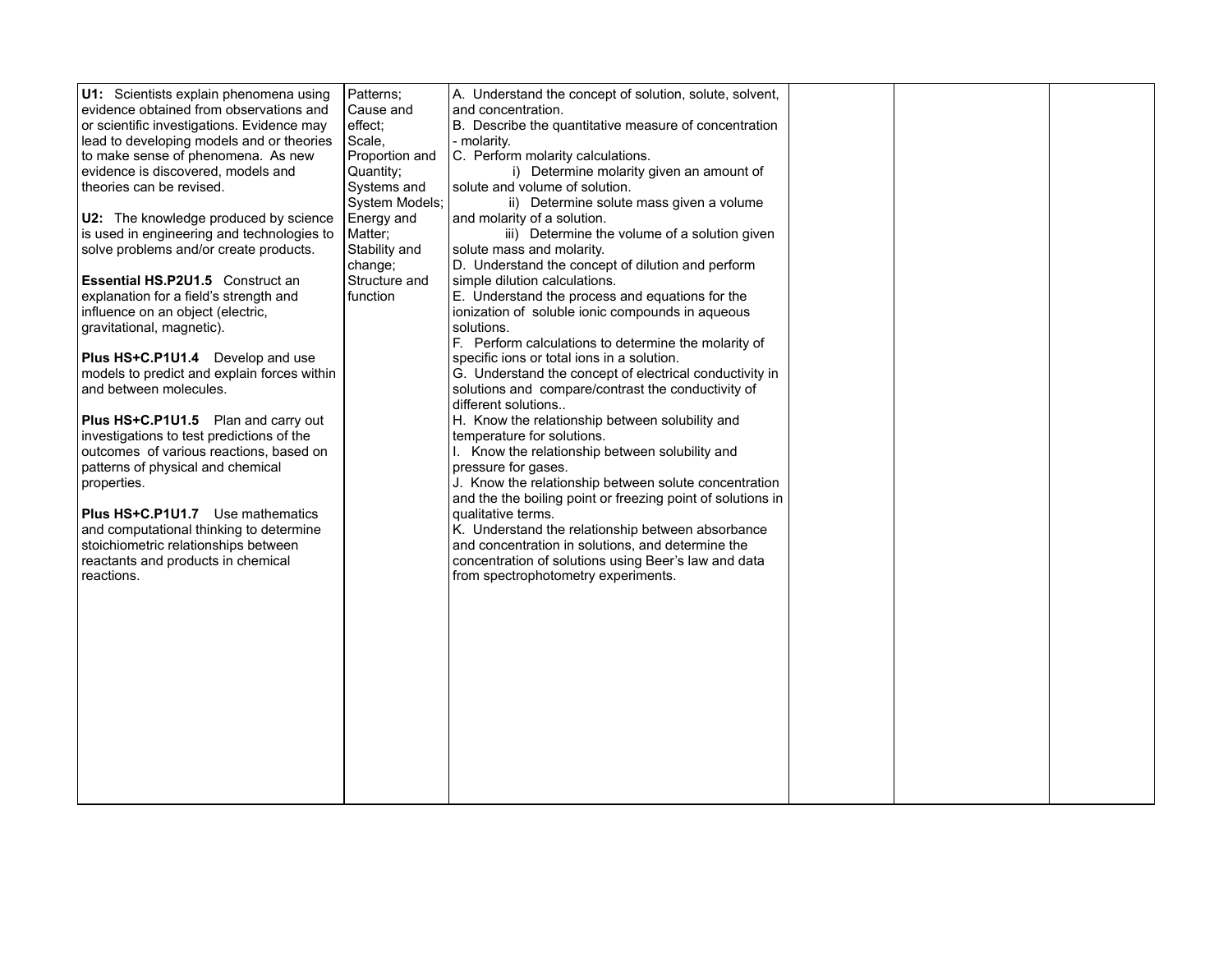| | | | | | |
|---|---|---|---|---|---|
| **U1:** Scientists explain phenomena using evidence obtained from observations and or scientific investigations. Evidence may lead to developing models and or theories to make sense of phenomena. As new evidence is discovered, models and theories can be revised.<br><br>**U2:** The knowledge produced by science is used in engineering and technologies to solve problems and/or create products.<br><br>**Essential HS.P2U1.5** Construct an explanation for a field's strength and influence on an object (electric, gravitational, magnetic).<br><br>**Plus HS+C.P1U1.4** Develop and use models to predict and explain forces within and between molecules.<br><br>**Plus HS+C.P1U1.5** Plan and carry out investigations to test predictions of the outcomes of various reactions, based on patterns of physical and chemical properties.<br><br>**Plus HS+C.P1U1.7** Use mathematics and computational thinking to determine stoichiometric relationships between reactants and products in chemical reactions. | Patterns; Cause and effect; Scale, Proportion and Quantity; Systems and System Models; Energy and Matter; Stability and change; Structure and function | A. Understand the concept of solution, solute, solvent, and concentration.<br>B. Describe the quantitative measure of concentration - molarity.<br>C. Perform molarity calculations.<br>i) Determine molarity given an amount of solute and volume of solution.<br>ii) Determine solute mass given a volume and molarity of a solution.<br>iii) Determine the volume of a solution given solute mass and molarity.<br>D. Understand the concept of dilution and perform simple dilution calculations.<br>E. Understand the process and equations for the ionization of soluble ionic compounds in aqueous solutions.<br>F. Perform calculations to determine the molarity of specific ions or total ions in a solution.<br>G. Understand the concept of electrical conductivity in solutions and compare/contrast the conductivity of different solutions..<br>H. Know the relationship between solubility and temperature for solutions.<br>I. Know the relationship between solubility and pressure for gases.<br>J. Know the relationship between solute concentration and the the boiling point or freezing point of solutions in qualitative terms.<br>K. Understand the relationship between absorbance and concentration in solutions, and determine the concentration of solutions using Beer's law and data from spectrophotometry experiments. | | | |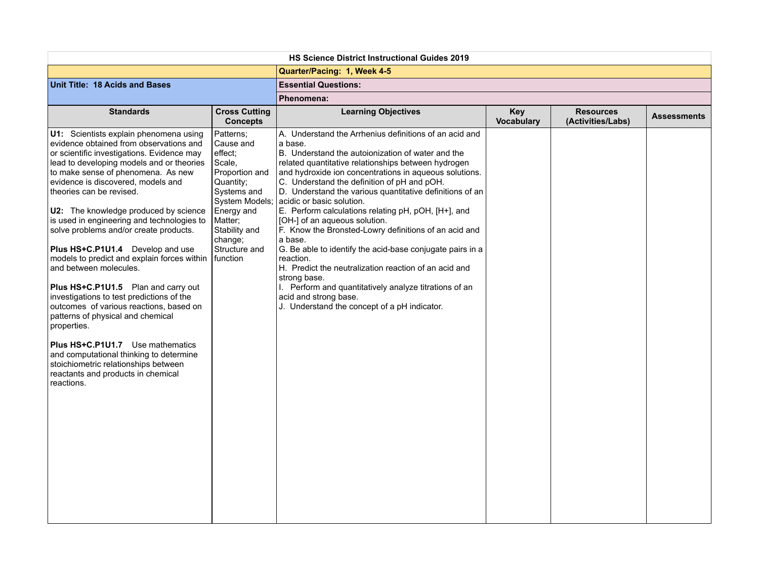| HS Science District Instructional Guides 2019 | | | | | |
|---|---|---|---|---|---|
| | | **Quarter/Pacing: 1, Week 4-5** | | | |
| **Unit Title: 18 Acids and Bases** | | **Essential Questions:** | | | |
| | | **Phenomena:** | | | |
| **Standards** | **Cross Cutting Concepts** | **Learning Objectives** | **Key Vocabulary** | **Resources (Activities/Labs)** | **Assessments** |
| **U1:** Scientists explain phenomena using evidence obtained from observations and or scientific investigations. Evidence may lead to developing models and or theories to make sense of phenomena. As new evidence is discovered, models and theories can be revised.<br><br>**U2:** The knowledge produced by science is used in engineering and technologies to solve problems and/or create products.<br><br>**Plus HS+C.P1U1.4** Develop and use models to predict and explain forces within and between molecules.<br><br>**Plus HS+C.P1U1.5** Plan and carry out investigations to test predictions of the outcomes of various reactions, based on patterns of physical and chemical properties.<br><br>**Plus HS+C.P1U1.7** Use mathematics and computational thinking to determine stoichiometric relationships between reactants and products in chemical reactions. | Patterns; Cause and effect; Scale, Proportion and Quantity; Systems and System Models; Energy and Matter; Stability and change; Structure and function | A. Understand the Arrhenius definitions of an acid and a base.<br>B. Understand the autoionization of water and the related quantitative relationships between hydrogen and hydroxide ion concentrations in aqueous solutions.<br>C. Understand the definition of pH and pOH.<br>D. Understand the various quantitative definitions of an acidic or basic solution.<br>E. Perform calculations relating pH, pOH, [H+], and [OH-] of an aqueous solution.<br>F. Know the Bronsted-Lowry definitions of an acid and a base.<br>G. Be able to identify the acid-base conjugate pairs in a reaction.<br>H. Predict the neutralization reaction of an acid and strong base.<br>I. Perform and quantitatively analyze titrations of an acid and strong base.<br>J. Understand the concept of a pH indicator. | | | |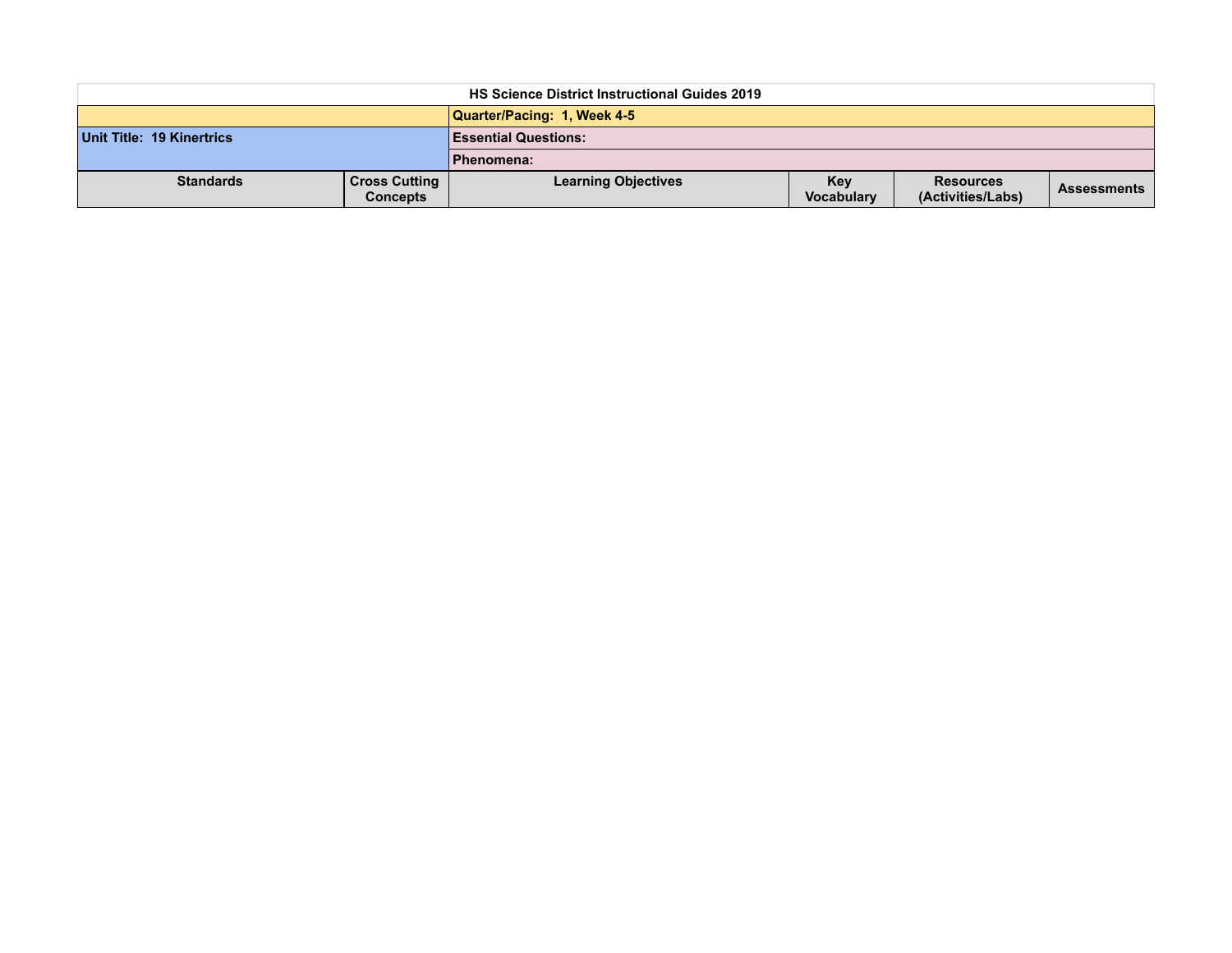| HS Science District Instructional Guides 2019 | | | | | |
|---|---|---|---|---|---|
| | | **Quarter/Pacing: 1, Week 4-5** | | | |
| **Unit Title: 19 Kinertrics** | | **Essential Questions:** | | | |
| | | **Phenomena:** | | | |
| **Standards** | **Cross Cutting Concepts** | **Learning Objectives** | **Key Vocabulary** | **Resources (Activities/Labs)** | **Assessments** |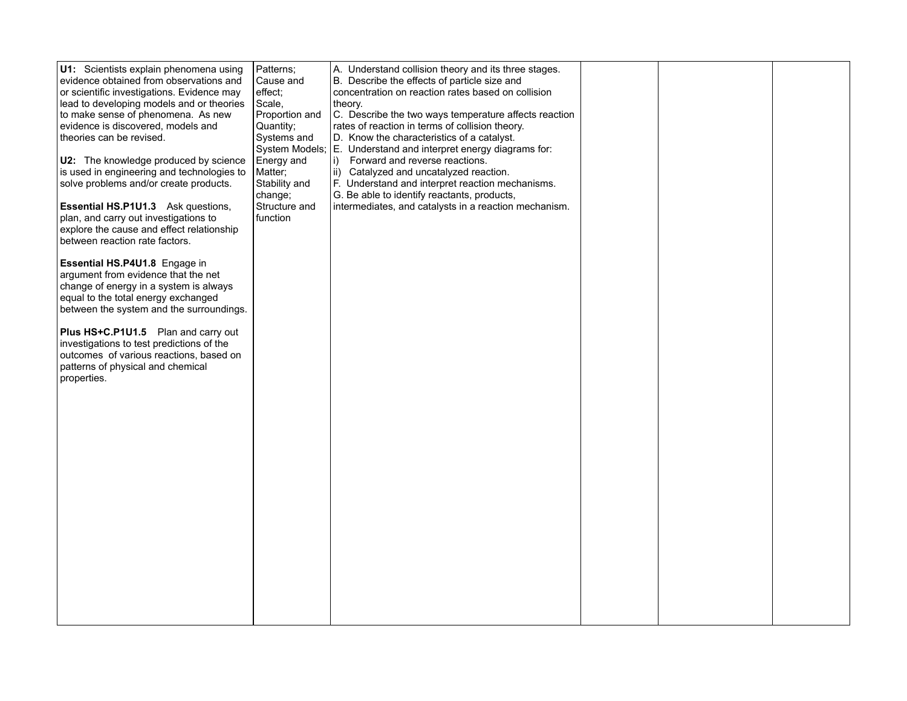| | | | | | |
|---|---|---|---|---|---|
| **U1:** Scientists explain phenomena using evidence obtained from observations and or scientific investigations. Evidence may lead to developing models and or theories to make sense of phenomena. As new evidence is discovered, models and theories can be revised.<br><br>**U2:** The knowledge produced by science is used in engineering and technologies to solve problems and/or create products.<br><br>**Essential HS.P1U1.3** Ask questions, plan, and carry out investigations to explore the cause and effect relationship between reaction rate factors.<br><br>**Essential HS.P4U1.8** Engage in argument from evidence that the net change of energy in a system is always equal to the total energy exchanged between the system and the surroundings.<br><br>**Plus HS+C.P1U1.5** Plan and carry out investigations to test predictions of the outcomes of various reactions, based on patterns of physical and chemical properties. | Patterns;<br>Cause and effect;<br>Scale, Proportion and Quantity;<br>Systems and System Models;<br>Energy and Matter;<br>Stability and change;<br>Structure and function | A. Understand collision theory and its three stages.<br>B. Describe the effects of particle size and concentration on reaction rates based on collision theory.<br>C. Describe the two ways temperature affects reaction rates of reaction in terms of collision theory.<br>D. Know the characteristics of a catalyst.<br>E. Understand and interpret energy diagrams for:<br>i) Forward and reverse reactions.<br>ii) Catalyzed and uncatalyzed reaction.<br>F. Understand and interpret reaction mechanisms.<br>G. Be able to identify reactants, products, intermediates, and catalysts in a reaction mechanism. | | | |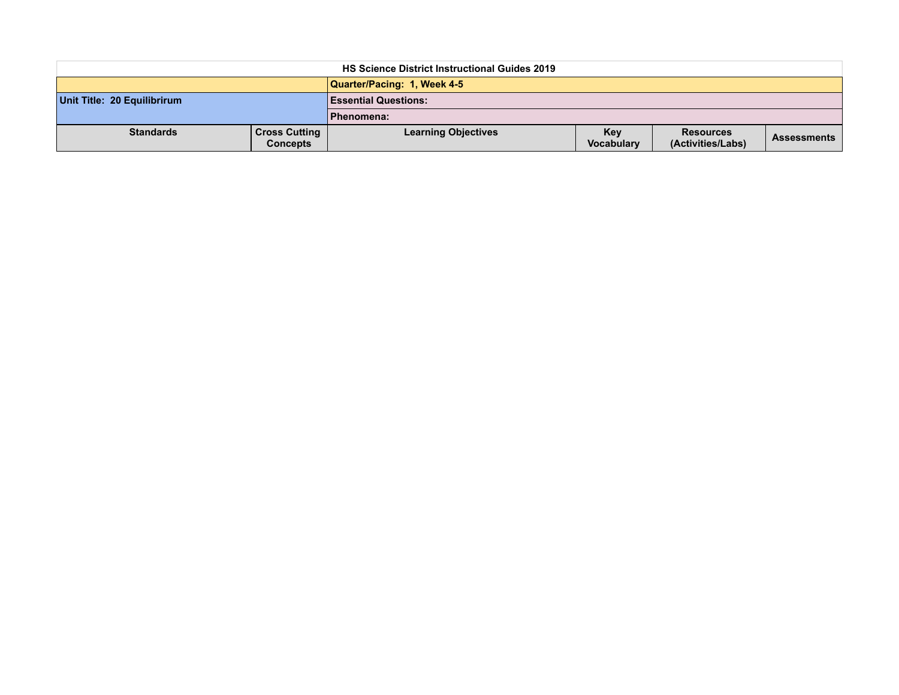| HS Science District Instructional Guides 2019 | | | | | |
|---|---|---|---|---|---|
| | | Quarter/Pacing: 1, Week 4-5 | | | |
| Unit Title: 20 Equilibrirum | | Essential Questions: | | | |
| | | Phenomena: | | | |
| Standards | Cross Cutting Concepts | Learning Objectives | Key Vocabulary | Resources (Activities/Labs) | Assessments |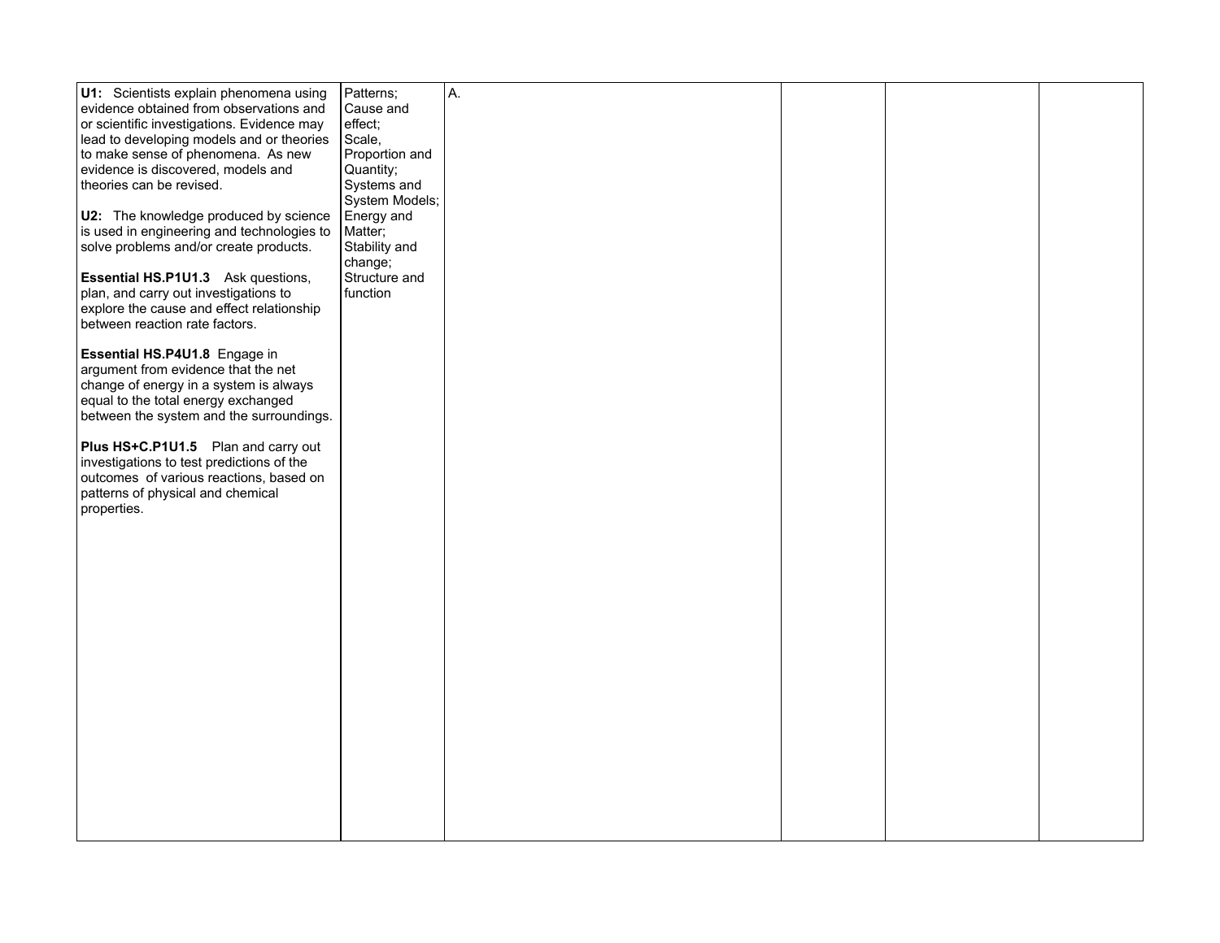| | | | | | |
|---|---|---|---|---|---|
| **U1:** Scientists explain phenomena using evidence obtained from observations and or scientific investigations. Evidence may lead to developing models and or theories to make sense of phenomena. As new evidence is discovered, models and theories can be revised.<br><br>**U2:** The knowledge produced by science is used in engineering and technologies to solve problems and/or create products.<br><br>**Essential HS.P1U1.3** Ask questions, plan, and carry out investigations to explore the cause and effect relationship between reaction rate factors.<br><br>**Essential HS.P4U1.8** Engage in argument from evidence that the net change of energy in a system is always equal to the total energy exchanged between the system and the surroundings.<br><br>**Plus HS+C.P1U1.5** Plan and carry out investigations to test predictions of the outcomes of various reactions, based on patterns of physical and chemical properties. | Patterns; Cause and effect; Scale, Proportion and Quantity; Systems and System Models; Energy and Matter; Stability and change; Structure and function | A. | | | |